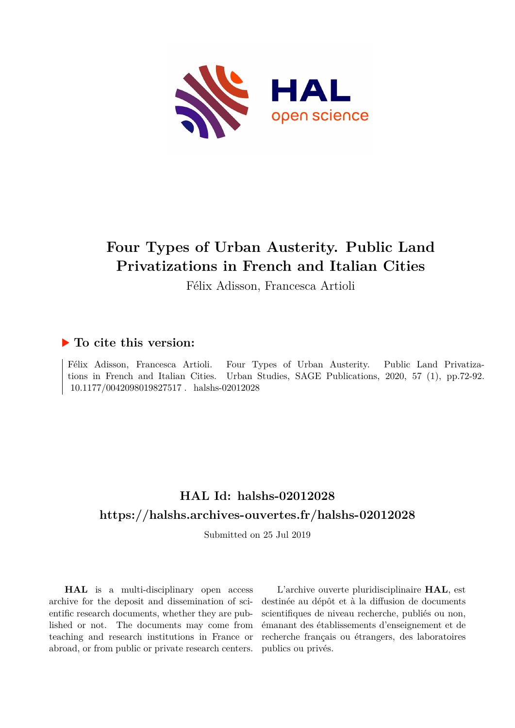# Four Types of Urban Austerity. Public Land Privatizations in French and Italian Cities

Félix Adisson, Francesca Artioli

## ▶ To cite this version:

Félix Adisson, Francesca Artioli. Four Types of Urban Austerity. Public Land Privatizations in French and Italian Cities. Urban Studies, SAGE Publications, 2020, 57 (1), pp.72-92. 10.1177/0042098019827517 . halshs-02012028

## HAL Id: halshs-02012028

## https://halshs.archives-ouvertes.fr/halshs-02012028

Submitted on 25 Jul 2019

**HAL** is a multi-disciplinary open access archive for the deposit and dissemination of scientific research documents, whether they are published or not. The documents may come from teaching and research institutions in France or abroad, or from public or private research centers.

L'archive ouverte pluridisciplinaire **HAL**, est destinée au dépôt et à la diffusion de documents scientifiques de niveau recherche, publiés ou non, émanant des établissements d'enseignement et de recherche français ou étrangers, des laboratoires publics ou privés.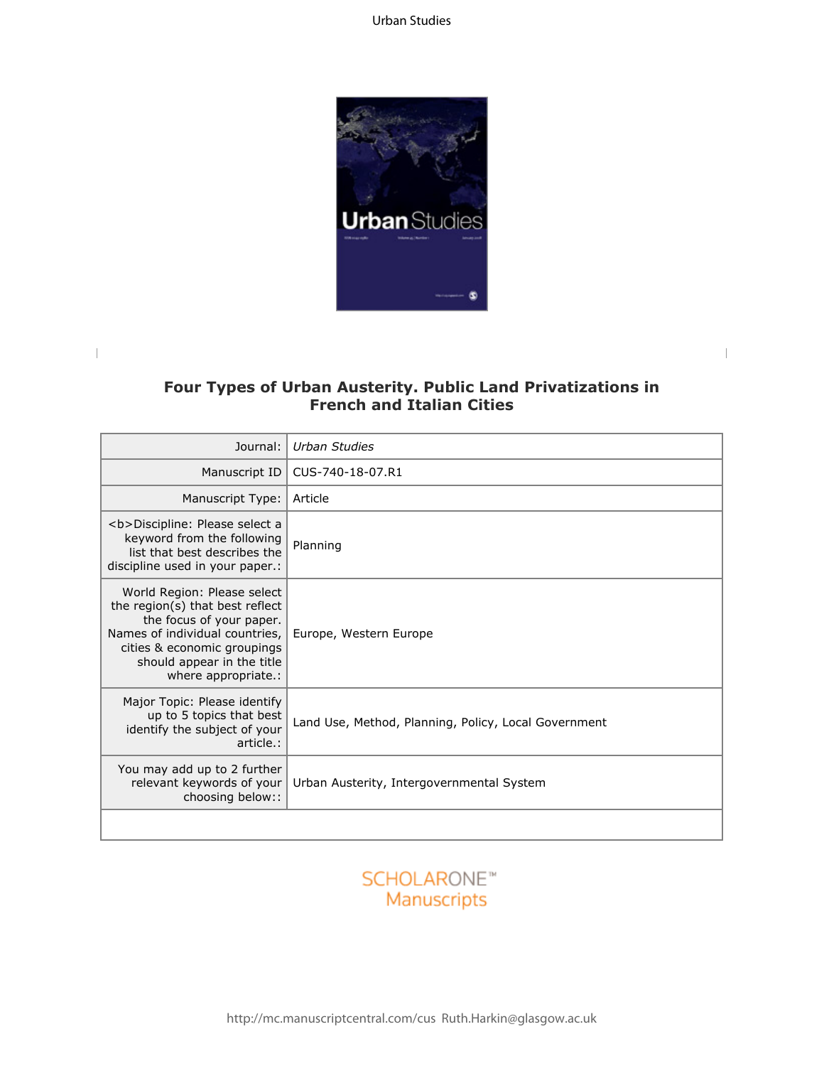# Four Types of Urban Austerity. Public Land Privatizations in French and Italian Cities

| | |
|---|---|
| Journal: | *Urban Studies* |
| Manuscript ID | CUS-740-18-07.R1 |
| Manuscript Type: | Article |
| <b>Discipline: Please select a keyword from the following list that best describes the discipline used in your paper.: | Planning |
| World Region: Please select the region(s) that best reflect the focus of your paper. Names of individual countries, cities & economic groupings should appear in the title where appropriate.: | Europe, Western Europe |
| Major Topic: Please identify up to 5 topics that best identify the subject of your article.: | Land Use, Method, Planning, Policy, Local Government |
| You may add up to 2 further relevant keywords of your choosing below:: | Urban Austerity, Intergovernmental System |
| | |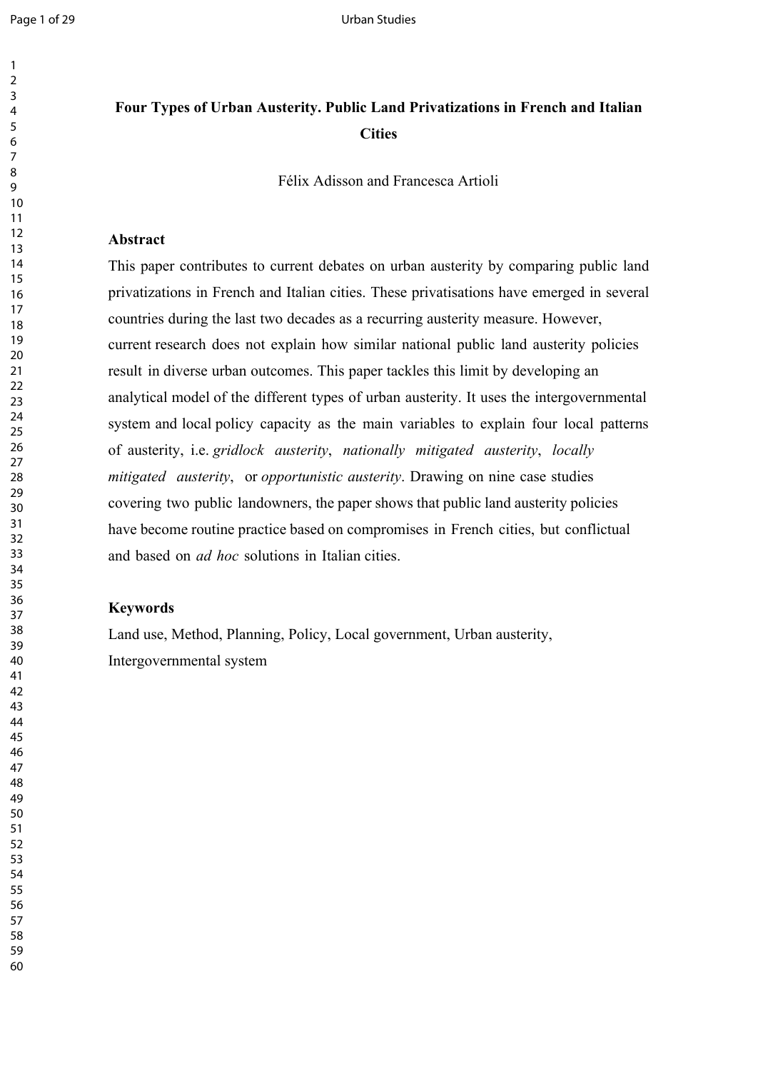# Four Types of Urban Austerity. Public Land Privatizations in French and Italian Cities

Félix Adisson and Francesca Artioli

## Abstract

This paper contributes to current debates on urban austerity by comparing public land privatizations in French and Italian cities. These privatisations have emerged in several countries during the last two decades as a recurring austerity measure. However, current research does not explain how similar national public land austerity policies result in diverse urban outcomes. This paper tackles this limit by developing an analytical model of the different types of urban austerity. It uses the intergovernmental system and local policy capacity as the main variables to explain four local patterns of austerity, i.e. *gridlock austerity*, *nationally mitigated austerity*, *locally mitigated austerity*, or *opportunistic austerity*. Drawing on nine case studies covering two public landowners, the paper shows that public land austerity policies have become routine practice based on compromises in French cities, but conflictual and based on *ad hoc* solutions in Italian cities.

## Keywords

Land use, Method, Planning, Policy, Local government, Urban austerity, Intergovernmental system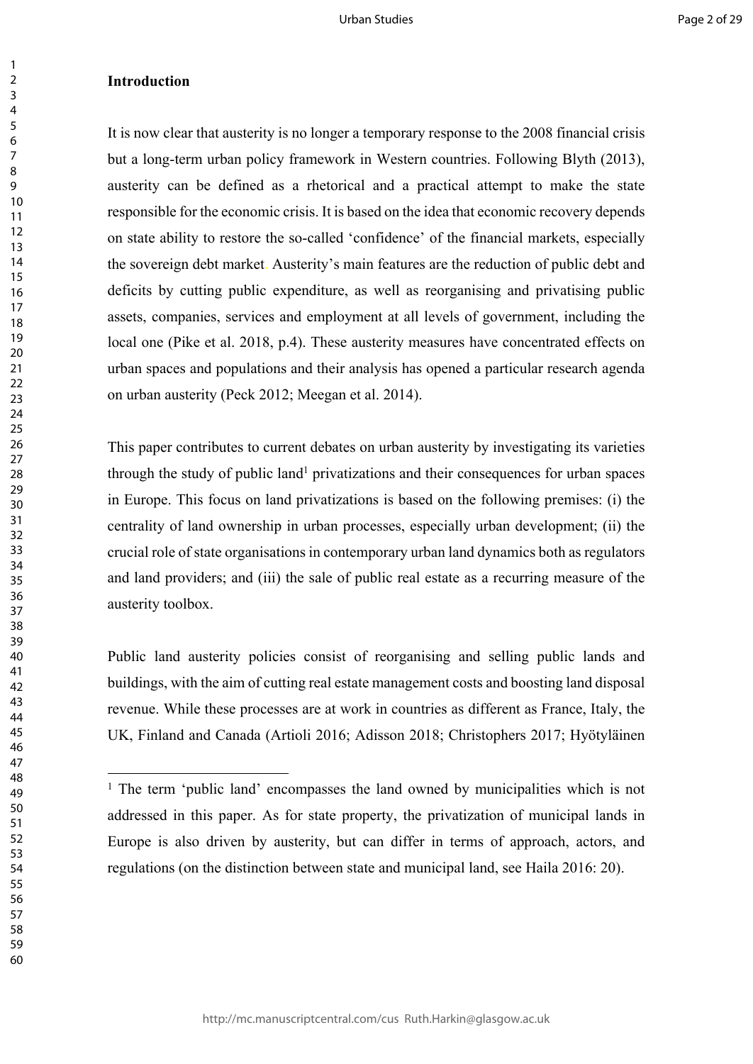## Introduction

It is now clear that austerity is no longer a temporary response to the 2008 financial crisis but a long-term urban policy framework in Western countries. Following Blyth (2013), austerity can be defined as a rhetorical and a practical attempt to make the state responsible for the economic crisis. It is based on the idea that economic recovery depends on state ability to restore the so-called 'confidence' of the financial markets, especially the sovereign debt market. Austerity's main features are the reduction of public debt and deficits by cutting public expenditure, as well as reorganising and privatising public assets, companies, services and employment at all levels of government, including the local one (Pike et al. 2018, p.4). These austerity measures have concentrated effects on urban spaces and populations and their analysis has opened a particular research agenda on urban austerity (Peck 2012; Meegan et al. 2014).

This paper contributes to current debates on urban austerity by investigating its varieties through the study of public land[1] privatizations and their consequences for urban spaces in Europe. This focus on land privatizations is based on the following premises: (i) the centrality of land ownership in urban processes, especially urban development; (ii) the crucial role of state organisations in contemporary urban land dynamics both as regulators and land providers; and (iii) the sale of public real estate as a recurring measure of the austerity toolbox.

Public land austerity policies consist of reorganising and selling public lands and buildings, with the aim of cutting real estate management costs and boosting land disposal revenue. While these processes are at work in countries as different as France, Italy, the UK, Finland and Canada (Artioli 2016; Adisson 2018; Christophers 2017; Hyötyläinen

[1] The term 'public land' encompasses the land owned by municipalities which is not addressed in this paper. As for state property, the privatization of municipal lands in Europe is also driven by austerity, but can differ in terms of approach, actors, and regulations (on the distinction between state and municipal land, see Haila 2016: 20).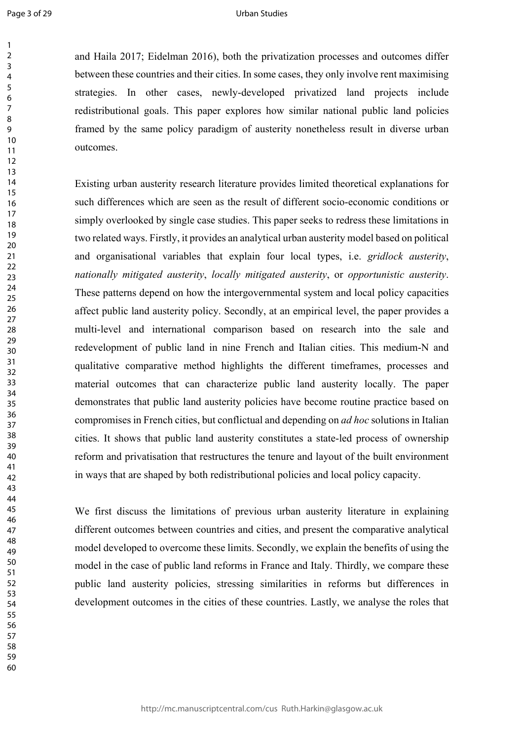and Haila 2017; Eidelman 2016), both the privatization processes and outcomes differ between these countries and their cities. In some cases, they only involve rent maximising strategies. In other cases, newly-developed privatized land projects include redistributional goals. This paper explores how similar national public land policies framed by the same policy paradigm of austerity nonetheless result in diverse urban outcomes.

Existing urban austerity research literature provides limited theoretical explanations for such differences which are seen as the result of different socio-economic conditions or simply overlooked by single case studies. This paper seeks to redress these limitations in two related ways. Firstly, it provides an analytical urban austerity model based on political and organisational variables that explain four local types, i.e. *gridlock austerity*, *nationally mitigated austerity*, *locally mitigated austerity*, or *opportunistic austerity*. These patterns depend on how the intergovernmental system and local policy capacities affect public land austerity policy. Secondly, at an empirical level, the paper provides a multi-level and international comparison based on research into the sale and redevelopment of public land in nine French and Italian cities. This medium-N and qualitative comparative method highlights the different timeframes, processes and material outcomes that can characterize public land austerity locally. The paper demonstrates that public land austerity policies have become routine practice based on compromises in French cities, but conflictual and depending on *ad hoc* solutions in Italian cities. It shows that public land austerity constitutes a state-led process of ownership reform and privatisation that restructures the tenure and layout of the built environment in ways that are shaped by both redistributional policies and local policy capacity.

We first discuss the limitations of previous urban austerity literature in explaining different outcomes between countries and cities, and present the comparative analytical model developed to overcome these limits. Secondly, we explain the benefits of using the model in the case of public land reforms in France and Italy. Thirdly, we compare these public land austerity policies, stressing similarities in reforms but differences in development outcomes in the cities of these countries. Lastly, we analyse the roles that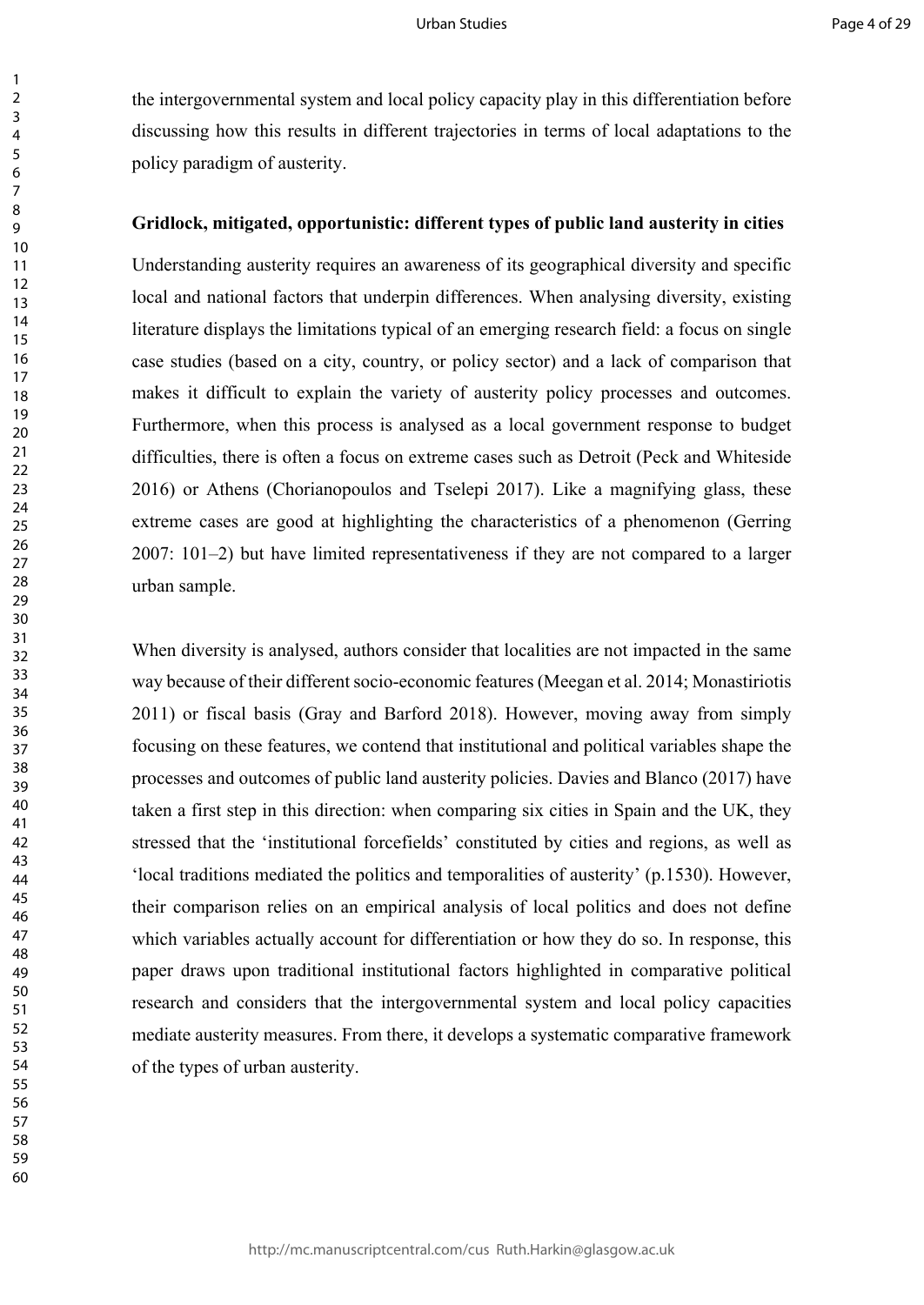the intergovernmental system and local policy capacity play in this differentiation before discussing how this results in different trajectories in terms of local adaptations to the policy paradigm of austerity.

## Gridlock, mitigated, opportunistic: different types of public land austerity in cities

Understanding austerity requires an awareness of its geographical diversity and specific local and national factors that underpin differences. When analysing diversity, existing literature displays the limitations typical of an emerging research field: a focus on single case studies (based on a city, country, or policy sector) and a lack of comparison that makes it difficult to explain the variety of austerity policy processes and outcomes. Furthermore, when this process is analysed as a local government response to budget difficulties, there is often a focus on extreme cases such as Detroit (Peck and Whiteside 2016) or Athens (Chorianopoulos and Tselepi 2017). Like a magnifying glass, these extreme cases are good at highlighting the characteristics of a phenomenon (Gerring 2007: 101–2) but have limited representativeness if they are not compared to a larger urban sample.

When diversity is analysed, authors consider that localities are not impacted in the same way because of their different socio-economic features (Meegan et al. 2014; Monastiriotis 2011) or fiscal basis (Gray and Barford 2018). However, moving away from simply focusing on these features, we contend that institutional and political variables shape the processes and outcomes of public land austerity policies. Davies and Blanco (2017) have taken a first step in this direction: when comparing six cities in Spain and the UK, they stressed that the 'institutional forcefields' constituted by cities and regions, as well as 'local traditions mediated the politics and temporalities of austerity' (p.1530). However, their comparison relies on an empirical analysis of local politics and does not define which variables actually account for differentiation or how they do so. In response, this paper draws upon traditional institutional factors highlighted in comparative political research and considers that the intergovernmental system and local policy capacities mediate austerity measures. From there, it develops a systematic comparative framework of the types of urban austerity.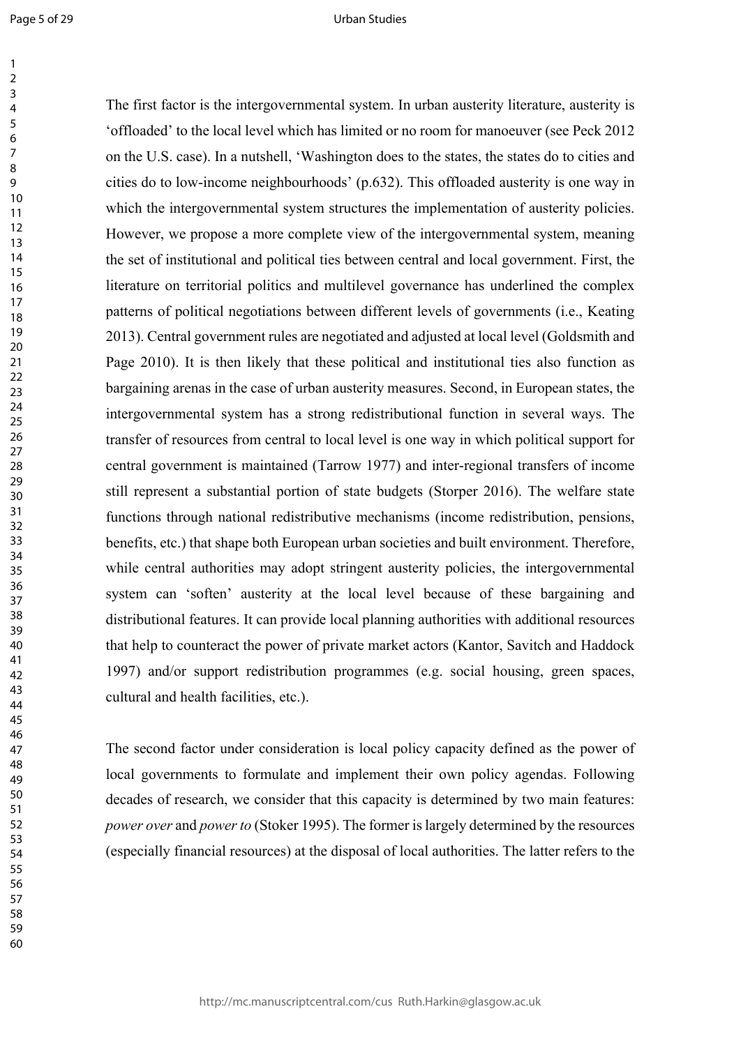The first factor is the intergovernmental system. In urban austerity literature, austerity is 'offloaded' to the local level which has limited or no room for manoeuver (see Peck 2012 on the U.S. case). In a nutshell, 'Washington does to the states, the states do to cities and cities do to low-income neighbourhoods' (p.632). This offloaded austerity is one way in which the intergovernmental system structures the implementation of austerity policies. However, we propose a more complete view of the intergovernmental system, meaning the set of institutional and political ties between central and local government. First, the literature on territorial politics and multilevel governance has underlined the complex patterns of political negotiations between different levels of governments (i.e., Keating 2013). Central government rules are negotiated and adjusted at local level (Goldsmith and Page 2010). It is then likely that these political and institutional ties also function as bargaining arenas in the case of urban austerity measures. Second, in European states, the intergovernmental system has a strong redistributional function in several ways. The transfer of resources from central to local level is one way in which political support for central government is maintained (Tarrow 1977) and inter-regional transfers of income still represent a substantial portion of state budgets (Storper 2016). The welfare state functions through national redistributive mechanisms (income redistribution, pensions, benefits, etc.) that shape both European urban societies and built environment. Therefore, while central authorities may adopt stringent austerity policies, the intergovernmental system can 'soften' austerity at the local level because of these bargaining and distributional features. It can provide local planning authorities with additional resources that help to counteract the power of private market actors (Kantor, Savitch and Haddock 1997) and/or support redistribution programmes (e.g. social housing, green spaces, cultural and health facilities, etc.).

The second factor under consideration is local policy capacity defined as the power of local governments to formulate and implement their own policy agendas. Following decades of research, we consider that this capacity is determined by two main features: *power over* and *power to* (Stoker 1995). The former is largely determined by the resources (especially financial resources) at the disposal of local authorities. The latter refers to the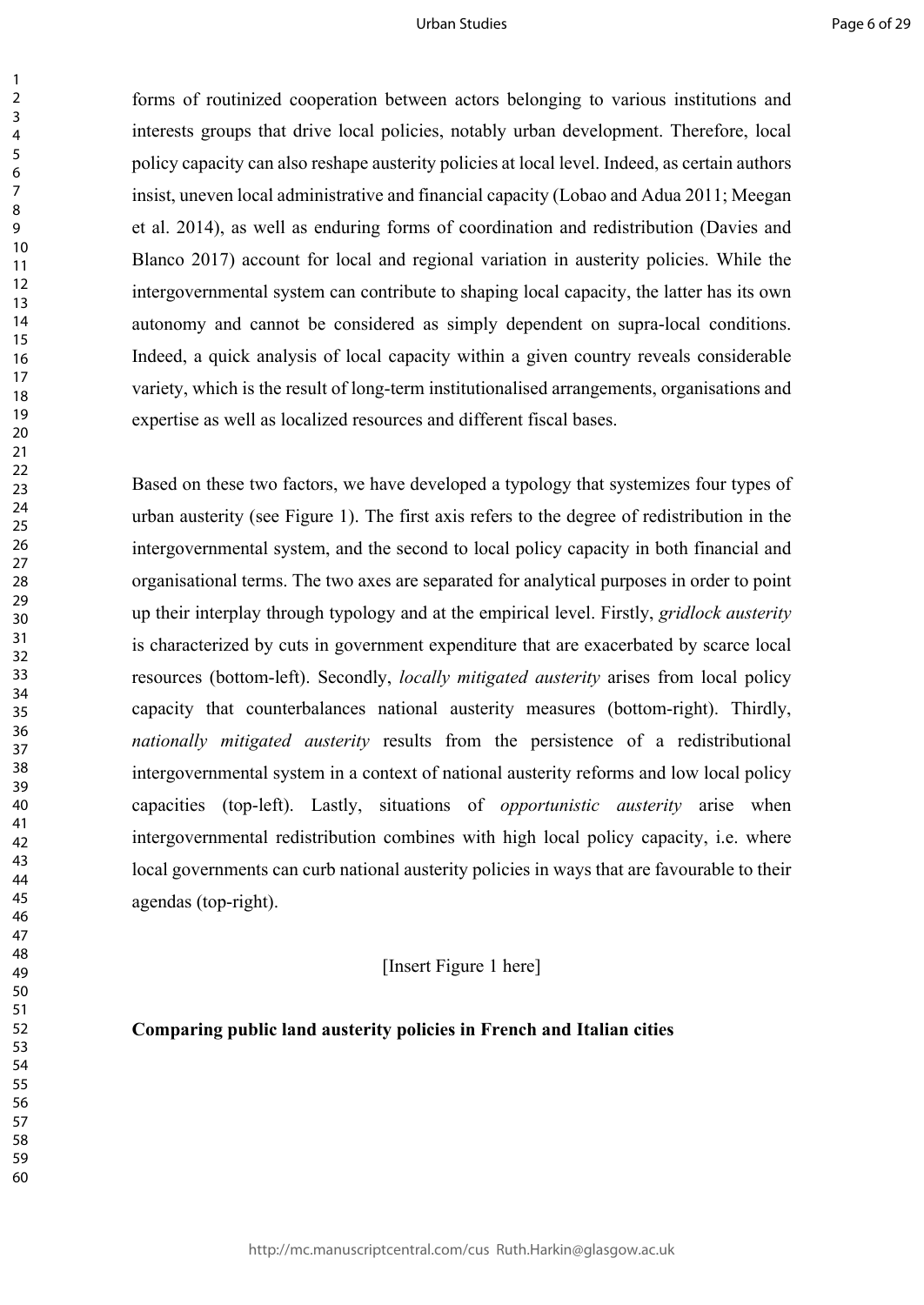forms of routinized cooperation between actors belonging to various institutions and interests groups that drive local policies, notably urban development. Therefore, local policy capacity can also reshape austerity policies at local level. Indeed, as certain authors insist, uneven local administrative and financial capacity (Lobao and Adua 2011; Meegan et al. 2014), as well as enduring forms of coordination and redistribution (Davies and Blanco 2017) account for local and regional variation in austerity policies. While the intergovernmental system can contribute to shaping local capacity, the latter has its own autonomy and cannot be considered as simply dependent on supra-local conditions. Indeed, a quick analysis of local capacity within a given country reveals considerable variety, which is the result of long-term institutionalised arrangements, organisations and expertise as well as localized resources and different fiscal bases.

Based on these two factors, we have developed a typology that systemizes four types of urban austerity (see Figure 1). The first axis refers to the degree of redistribution in the intergovernmental system, and the second to local policy capacity in both financial and organisational terms. The two axes are separated for analytical purposes in order to point up their interplay through typology and at the empirical level. Firstly, *gridlock austerity* is characterized by cuts in government expenditure that are exacerbated by scarce local resources (bottom-left). Secondly, *locally mitigated austerity* arises from local policy capacity that counterbalances national austerity measures (bottom-right). Thirdly, *nationally mitigated austerity* results from the persistence of a redistributional intergovernmental system in a context of national austerity reforms and low local policy capacities (top-left). Lastly, situations of *opportunistic austerity* arise when intergovernmental redistribution combines with high local policy capacity, i.e. where local governments can curb national austerity policies in ways that are favourable to their agendas (top-right).

[Insert Figure 1 here]

**Comparing public land austerity policies in French and Italian cities**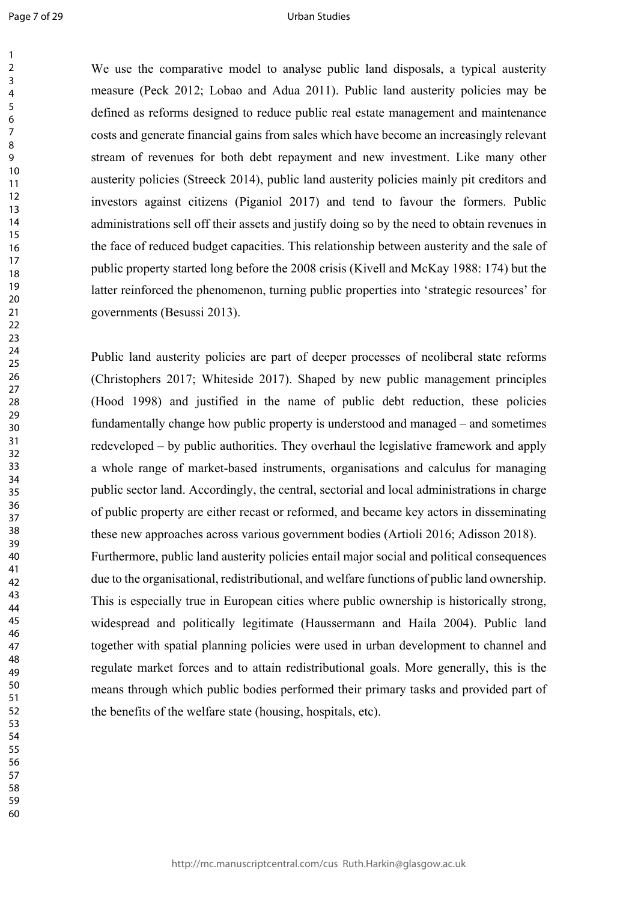We use the comparative model to analyse public land disposals, a typical austerity measure (Peck 2012; Lobao and Adua 2011). Public land austerity policies may be defined as reforms designed to reduce public real estate management and maintenance costs and generate financial gains from sales which have become an increasingly relevant stream of revenues for both debt repayment and new investment. Like many other austerity policies (Streeck 2014), public land austerity policies mainly pit creditors and investors against citizens (Piganiol 2017) and tend to favour the formers. Public administrations sell off their assets and justify doing so by the need to obtain revenues in the face of reduced budget capacities. This relationship between austerity and the sale of public property started long before the 2008 crisis (Kivell and McKay 1988: 174) but the latter reinforced the phenomenon, turning public properties into 'strategic resources' for governments (Besussi 2013).

Public land austerity policies are part of deeper processes of neoliberal state reforms (Christophers 2017; Whiteside 2017). Shaped by new public management principles (Hood 1998) and justified in the name of public debt reduction, these policies fundamentally change how public property is understood and managed – and sometimes redeveloped – by public authorities. They overhaul the legislative framework and apply a whole range of market-based instruments, organisations and calculus for managing public sector land. Accordingly, the central, sectorial and local administrations in charge of public property are either recast or reformed, and became key actors in disseminating these new approaches across various government bodies (Artioli 2016; Adisson 2018).

Furthermore, public land austerity policies entail major social and political consequences due to the organisational, redistributional, and welfare functions of public land ownership. This is especially true in European cities where public ownership is historically strong, widespread and politically legitimate (Haussermann and Haila 2004). Public land together with spatial planning policies were used in urban development to channel and regulate market forces and to attain redistributional goals. More generally, this is the means through which public bodies performed their primary tasks and provided part of the benefits of the welfare state (housing, hospitals, etc).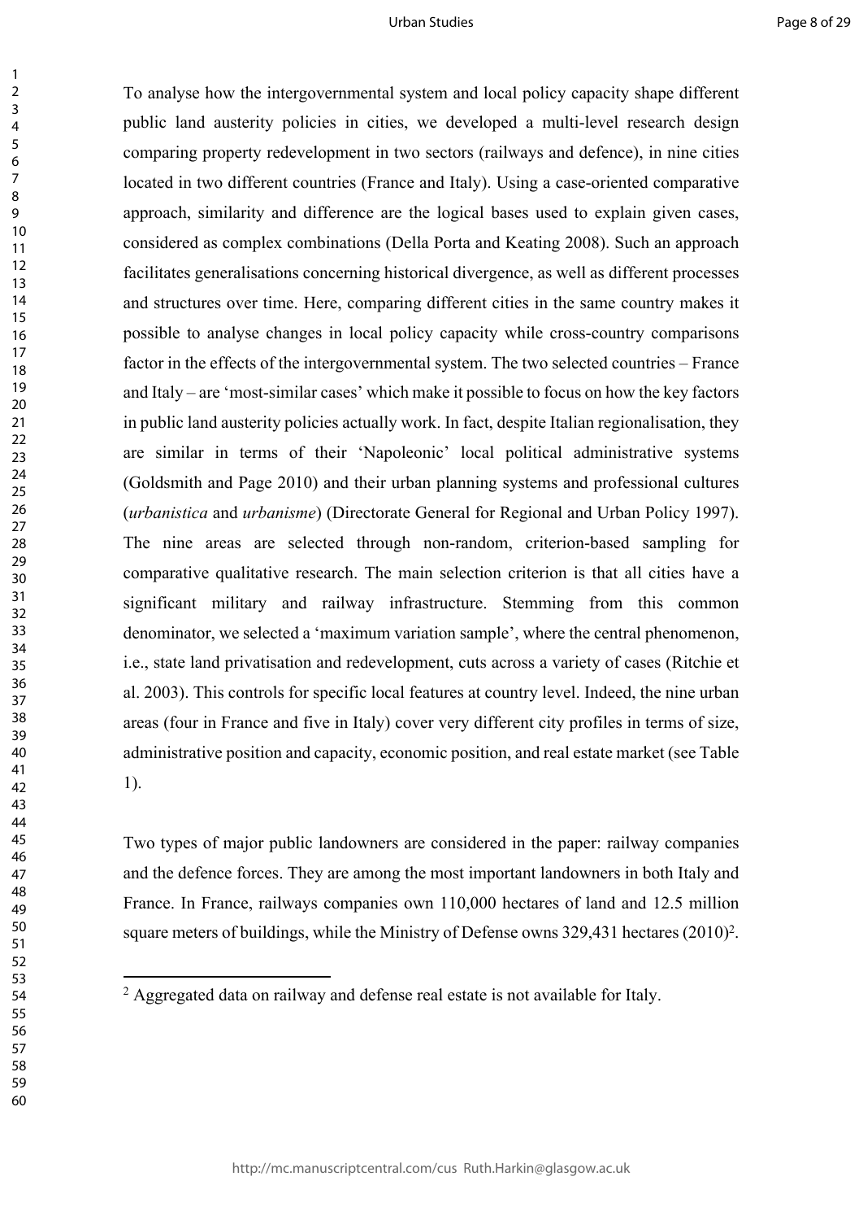To analyse how the intergovernmental system and local policy capacity shape different public land austerity policies in cities, we developed a multi-level research design comparing property redevelopment in two sectors (railways and defence), in nine cities located in two different countries (France and Italy). Using a case-oriented comparative approach, similarity and difference are the logical bases used to explain given cases, considered as complex combinations (Della Porta and Keating 2008). Such an approach facilitates generalisations concerning historical divergence, as well as different processes and structures over time. Here, comparing different cities in the same country makes it possible to analyse changes in local policy capacity while cross-country comparisons factor in the effects of the intergovernmental system. The two selected countries – France and Italy – are 'most-similar cases' which make it possible to focus on how the key factors in public land austerity policies actually work. In fact, despite Italian regionalisation, they are similar in terms of their 'Napoleonic' local political administrative systems (Goldsmith and Page 2010) and their urban planning systems and professional cultures (*urbanistica* and *urbanisme*) (Directorate General for Regional and Urban Policy 1997). The nine areas are selected through non-random, criterion-based sampling for comparative qualitative research. The main selection criterion is that all cities have a significant military and railway infrastructure. Stemming from this common denominator, we selected a 'maximum variation sample', where the central phenomenon, i.e., state land privatisation and redevelopment, cuts across a variety of cases (Ritchie et al. 2003). This controls for specific local features at country level. Indeed, the nine urban areas (four in France and five in Italy) cover very different city profiles in terms of size, administrative position and capacity, economic position, and real estate market (see Table 1).

Two types of major public landowners are considered in the paper: railway companies and the defence forces. They are among the most important landowners in both Italy and France. In France, railways companies own 110,000 hectares of land and 12.5 million square meters of buildings, while the Ministry of Defense owns 329,431 hectares (2010)[2].

[2] Aggregated data on railway and defense real estate is not available for Italy.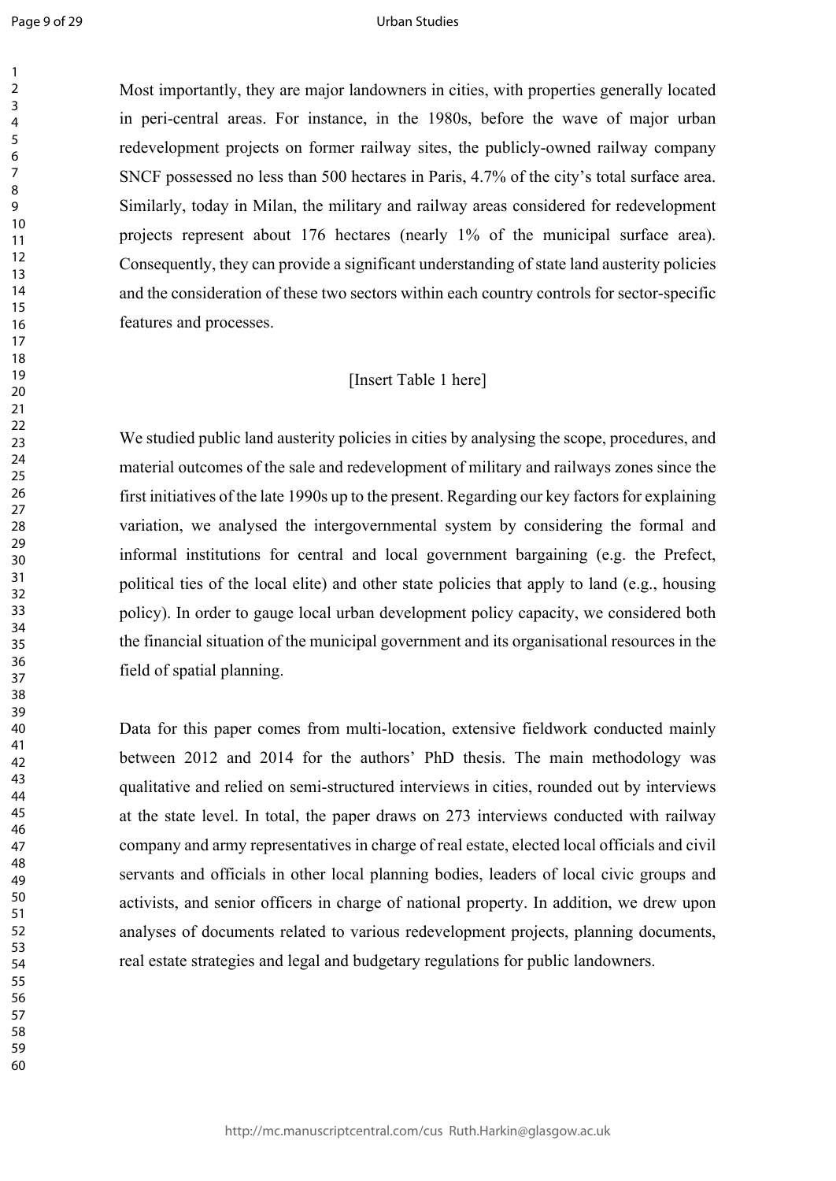Most importantly, they are major landowners in cities, with properties generally located in peri-central areas. For instance, in the 1980s, before the wave of major urban redevelopment projects on former railway sites, the publicly-owned railway company SNCF possessed no less than 500 hectares in Paris, 4.7% of the city's total surface area. Similarly, today in Milan, the military and railway areas considered for redevelopment projects represent about 176 hectares (nearly 1% of the municipal surface area). Consequently, they can provide a significant understanding of state land austerity policies and the consideration of these two sectors within each country controls for sector-specific features and processes.

[Insert Table 1 here]

We studied public land austerity policies in cities by analysing the scope, procedures, and material outcomes of the sale and redevelopment of military and railways zones since the first initiatives of the late 1990s up to the present. Regarding our key factors for explaining variation, we analysed the intergovernmental system by considering the formal and informal institutions for central and local government bargaining (e.g. the Prefect, political ties of the local elite) and other state policies that apply to land (e.g., housing policy). In order to gauge local urban development policy capacity, we considered both the financial situation of the municipal government and its organisational resources in the field of spatial planning.

Data for this paper comes from multi-location, extensive fieldwork conducted mainly between 2012 and 2014 for the authors' PhD thesis. The main methodology was qualitative and relied on semi-structured interviews in cities, rounded out by interviews at the state level. In total, the paper draws on 273 interviews conducted with railway company and army representatives in charge of real estate, elected local officials and civil servants and officials in other local planning bodies, leaders of local civic groups and activists, and senior officers in charge of national property. In addition, we drew upon analyses of documents related to various redevelopment projects, planning documents, real estate strategies and legal and budgetary regulations for public landowners.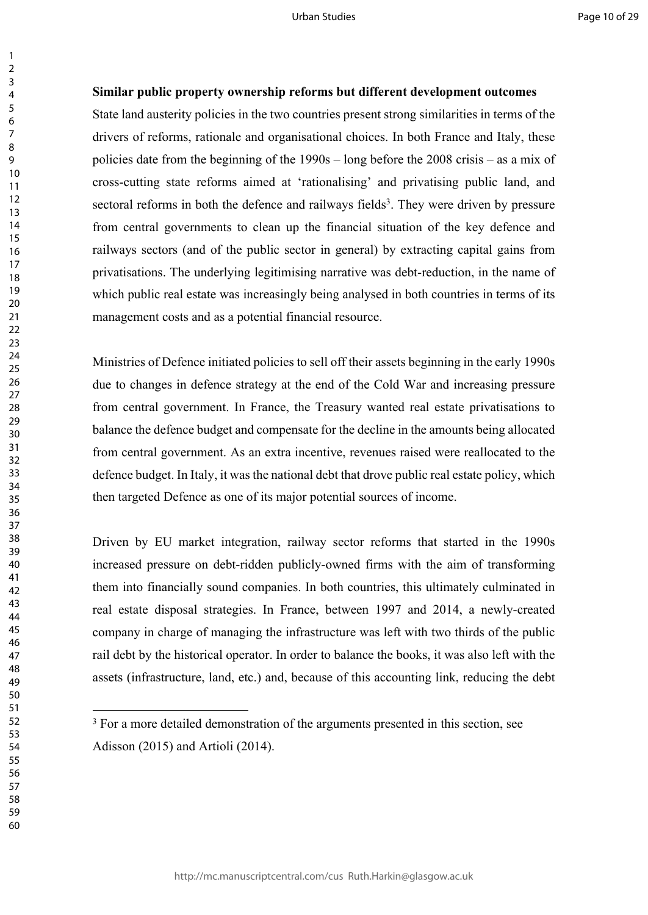**Similar public property ownership reforms but different development outcomes**

State land austerity policies in the two countries present strong similarities in terms of the drivers of reforms, rationale and organisational choices. In both France and Italy, these policies date from the beginning of the 1990s – long before the 2008 crisis – as a mix of cross-cutting state reforms aimed at 'rationalising' and privatising public land, and sectoral reforms in both the defence and railways fields[3]. They were driven by pressure from central governments to clean up the financial situation of the key defence and railways sectors (and of the public sector in general) by extracting capital gains from privatisations. The underlying legitimising narrative was debt-reduction, in the name of which public real estate was increasingly being analysed in both countries in terms of its management costs and as a potential financial resource.

Ministries of Defence initiated policies to sell off their assets beginning in the early 1990s due to changes in defence strategy at the end of the Cold War and increasing pressure from central government. In France, the Treasury wanted real estate privatisations to balance the defence budget and compensate for the decline in the amounts being allocated from central government. As an extra incentive, revenues raised were reallocated to the defence budget. In Italy, it was the national debt that drove public real estate policy, which then targeted Defence as one of its major potential sources of income.

Driven by EU market integration, railway sector reforms that started in the 1990s increased pressure on debt-ridden publicly-owned firms with the aim of transforming them into financially sound companies. In both countries, this ultimately culminated in real estate disposal strategies. In France, between 1997 and 2014, a newly-created company in charge of managing the infrastructure was left with two thirds of the public rail debt by the historical operator. In order to balance the books, it was also left with the assets (infrastructure, land, etc.) and, because of this accounting link, reducing the debt

[3] For a more detailed demonstration of the arguments presented in this section, see Adisson (2015) and Artioli (2014).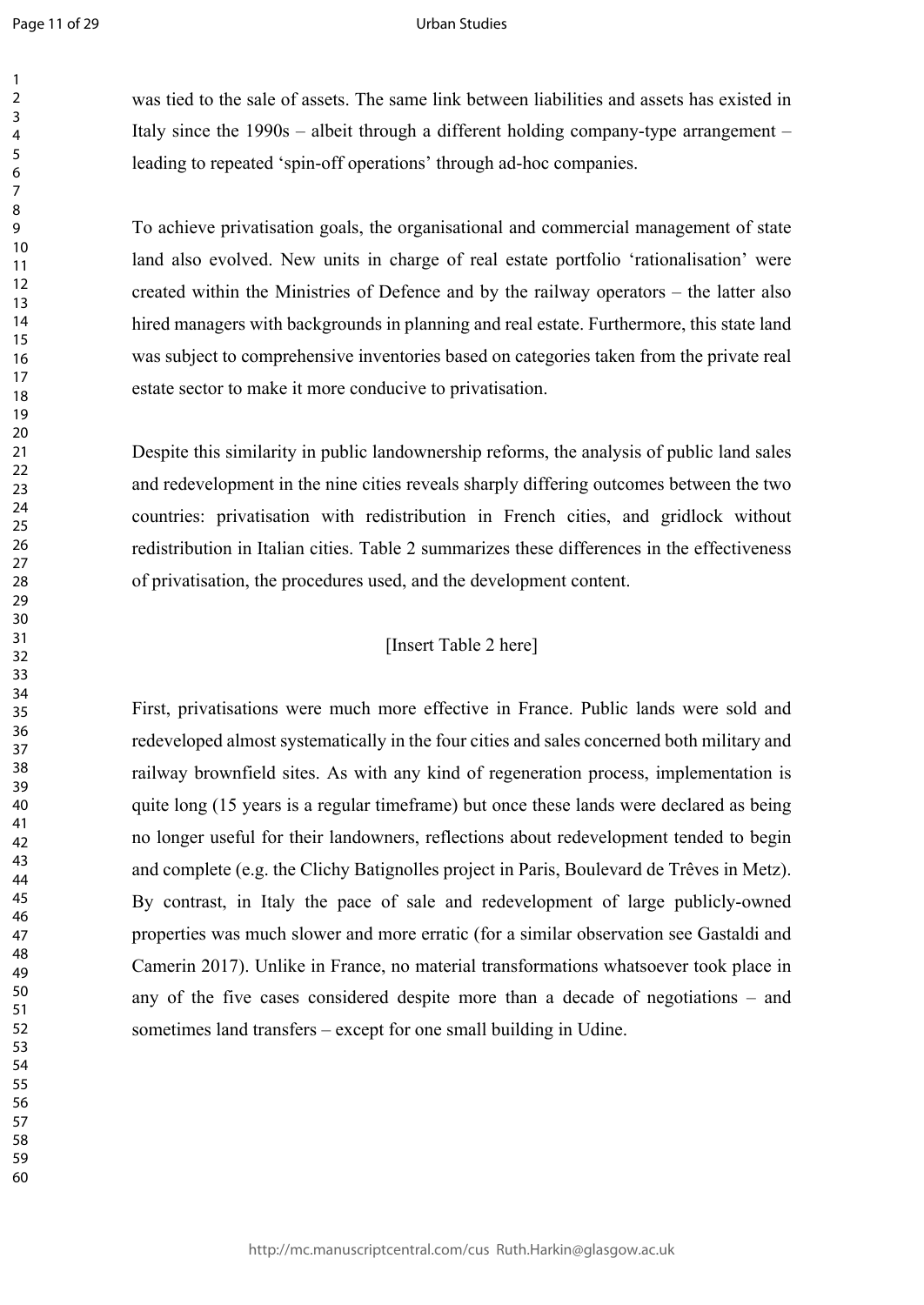was tied to the sale of assets. The same link between liabilities and assets has existed in Italy since the 1990s – albeit through a different holding company-type arrangement – leading to repeated 'spin-off operations' through ad-hoc companies.

To achieve privatisation goals, the organisational and commercial management of state land also evolved. New units in charge of real estate portfolio 'rationalisation' were created within the Ministries of Defence and by the railway operators – the latter also hired managers with backgrounds in planning and real estate. Furthermore, this state land was subject to comprehensive inventories based on categories taken from the private real estate sector to make it more conducive to privatisation.

Despite this similarity in public landownership reforms, the analysis of public land sales and redevelopment in the nine cities reveals sharply differing outcomes between the two countries: privatisation with redistribution in French cities, and gridlock without redistribution in Italian cities. Table 2 summarizes these differences in the effectiveness of privatisation, the procedures used, and the development content.

[Insert Table 2 here]

First, privatisations were much more effective in France. Public lands were sold and redeveloped almost systematically in the four cities and sales concerned both military and railway brownfield sites. As with any kind of regeneration process, implementation is quite long (15 years is a regular timeframe) but once these lands were declared as being no longer useful for their landowners, reflections about redevelopment tended to begin and complete (e.g. the Clichy Batignolles project in Paris, Boulevard de Trêves in Metz). By contrast, in Italy the pace of sale and redevelopment of large publicly-owned properties was much slower and more erratic (for a similar observation see Gastaldi and Camerin 2017). Unlike in France, no material transformations whatsoever took place in any of the five cases considered despite more than a decade of negotiations – and sometimes land transfers – except for one small building in Udine.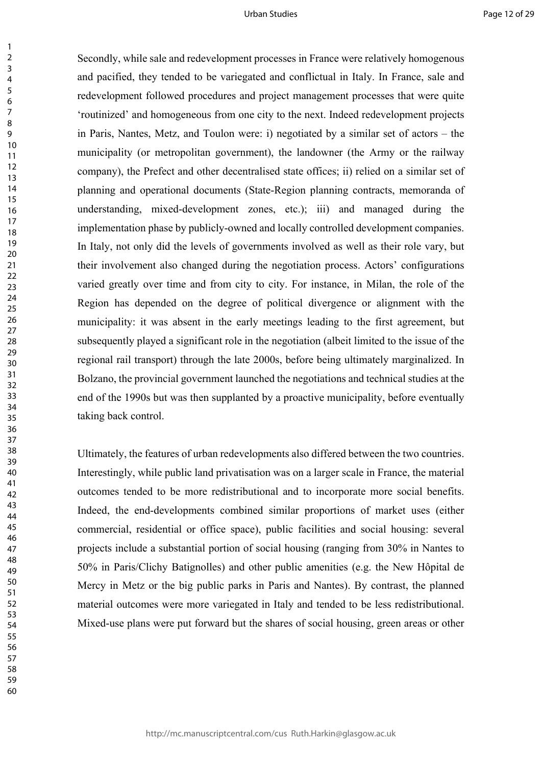Secondly, while sale and redevelopment processes in France were relatively homogenous and pacified, they tended to be variegated and conflictual in Italy. In France, sale and redevelopment followed procedures and project management processes that were quite 'routinized' and homogeneous from one city to the next. Indeed redevelopment projects in Paris, Nantes, Metz, and Toulon were: i) negotiated by a similar set of actors – the municipality (or metropolitan government), the landowner (the Army or the railway company), the Prefect and other decentralised state offices; ii) relied on a similar set of planning and operational documents (State-Region planning contracts, memoranda of understanding, mixed-development zones, etc.); iii) and managed during the implementation phase by publicly-owned and locally controlled development companies. In Italy, not only did the levels of governments involved as well as their role vary, but their involvement also changed during the negotiation process. Actors' configurations varied greatly over time and from city to city. For instance, in Milan, the role of the Region has depended on the degree of political divergence or alignment with the municipality: it was absent in the early meetings leading to the first agreement, but subsequently played a significant role in the negotiation (albeit limited to the issue of the regional rail transport) through the late 2000s, before being ultimately marginalized. In Bolzano, the provincial government launched the negotiations and technical studies at the end of the 1990s but was then supplanted by a proactive municipality, before eventually taking back control.

Ultimately, the features of urban redevelopments also differed between the two countries. Interestingly, while public land privatisation was on a larger scale in France, the material outcomes tended to be more redistributional and to incorporate more social benefits. Indeed, the end-developments combined similar proportions of market uses (either commercial, residential or office space), public facilities and social housing: several projects include a substantial portion of social housing (ranging from 30% in Nantes to 50% in Paris/Clichy Batignolles) and other public amenities (e.g. the New Hôpital de Mercy in Metz or the big public parks in Paris and Nantes). By contrast, the planned material outcomes were more variegated in Italy and tended to be less redistributional. Mixed-use plans were put forward but the shares of social housing, green areas or other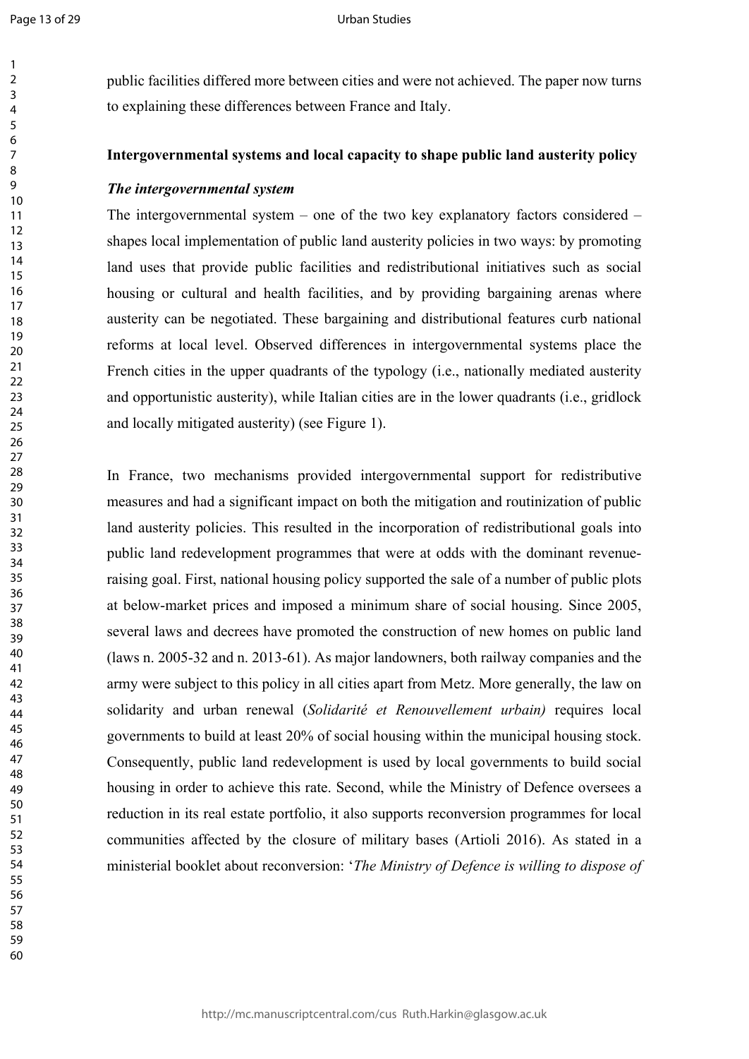public facilities differed more between cities and were not achieved. The paper now turns to explaining these differences between France and Italy.

## Intergovernmental systems and local capacity to shape public land austerity policy

### *The intergovernmental system*

The intergovernmental system – one of the two key explanatory factors considered – shapes local implementation of public land austerity policies in two ways: by promoting land uses that provide public facilities and redistributional initiatives such as social housing or cultural and health facilities, and by providing bargaining arenas where austerity can be negotiated. These bargaining and distributional features curb national reforms at local level. Observed differences in intergovernmental systems place the French cities in the upper quadrants of the typology (i.e., nationally mediated austerity and opportunistic austerity), while Italian cities are in the lower quadrants (i.e., gridlock and locally mitigated austerity) (see Figure 1).

In France, two mechanisms provided intergovernmental support for redistributive measures and had a significant impact on both the mitigation and routinization of public land austerity policies. This resulted in the incorporation of redistributional goals into public land redevelopment programmes that were at odds with the dominant revenue-raising goal. First, national housing policy supported the sale of a number of public plots at below-market prices and imposed a minimum share of social housing. Since 2005, several laws and decrees have promoted the construction of new homes on public land (laws n. 2005-32 and n. 2013-61). As major landowners, both railway companies and the army were subject to this policy in all cities apart from Metz. More generally, the law on solidarity and urban renewal (*Solidarité et Renouvellement urbain)* requires local governments to build at least 20% of social housing within the municipal housing stock. Consequently, public land redevelopment is used by local governments to build social housing in order to achieve this rate. Second, while the Ministry of Defence oversees a reduction in its real estate portfolio, it also supports reconversion programmes for local communities affected by the closure of military bases (Artioli 2016). As stated in a ministerial booklet about reconversion: '*The Ministry of Defence is willing to dispose of*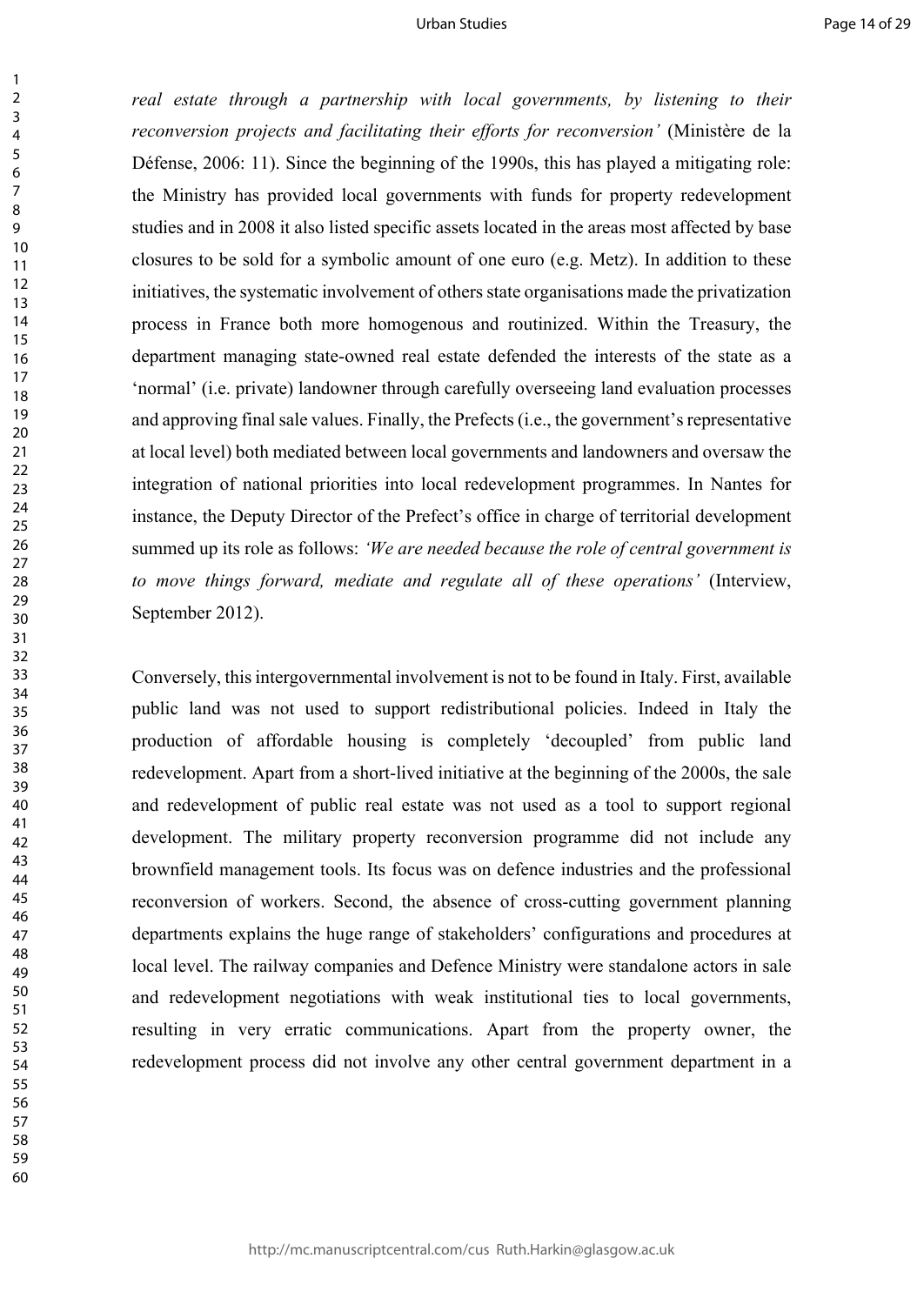*real estate through a partnership with local governments, by listening to their reconversion projects and facilitating their efforts for reconversion'* (Ministère de la Défense, 2006: 11). Since the beginning of the 1990s, this has played a mitigating role: the Ministry has provided local governments with funds for property redevelopment studies and in 2008 it also listed specific assets located in the areas most affected by base closures to be sold for a symbolic amount of one euro (e.g. Metz). In addition to these initiatives, the systematic involvement of others state organisations made the privatization process in France both more homogenous and routinized. Within the Treasury, the department managing state-owned real estate defended the interests of the state as a 'normal' (i.e. private) landowner through carefully overseeing land evaluation processes and approving final sale values. Finally, the Prefects (i.e., the government's representative at local level) both mediated between local governments and landowners and oversaw the integration of national priorities into local redevelopment programmes. In Nantes for instance, the Deputy Director of the Prefect's office in charge of territorial development summed up its role as follows: *'We are needed because the role of central government is to move things forward, mediate and regulate all of these operations'* (Interview, September 2012).

Conversely, this intergovernmental involvement is not to be found in Italy. First, available public land was not used to support redistributional policies. Indeed in Italy the production of affordable housing is completely 'decoupled' from public land redevelopment. Apart from a short-lived initiative at the beginning of the 2000s, the sale and redevelopment of public real estate was not used as a tool to support regional development. The military property reconversion programme did not include any brownfield management tools. Its focus was on defence industries and the professional reconversion of workers. Second, the absence of cross-cutting government planning departments explains the huge range of stakeholders' configurations and procedures at local level. The railway companies and Defence Ministry were standalone actors in sale and redevelopment negotiations with weak institutional ties to local governments, resulting in very erratic communications. Apart from the property owner, the redevelopment process did not involve any other central government department in a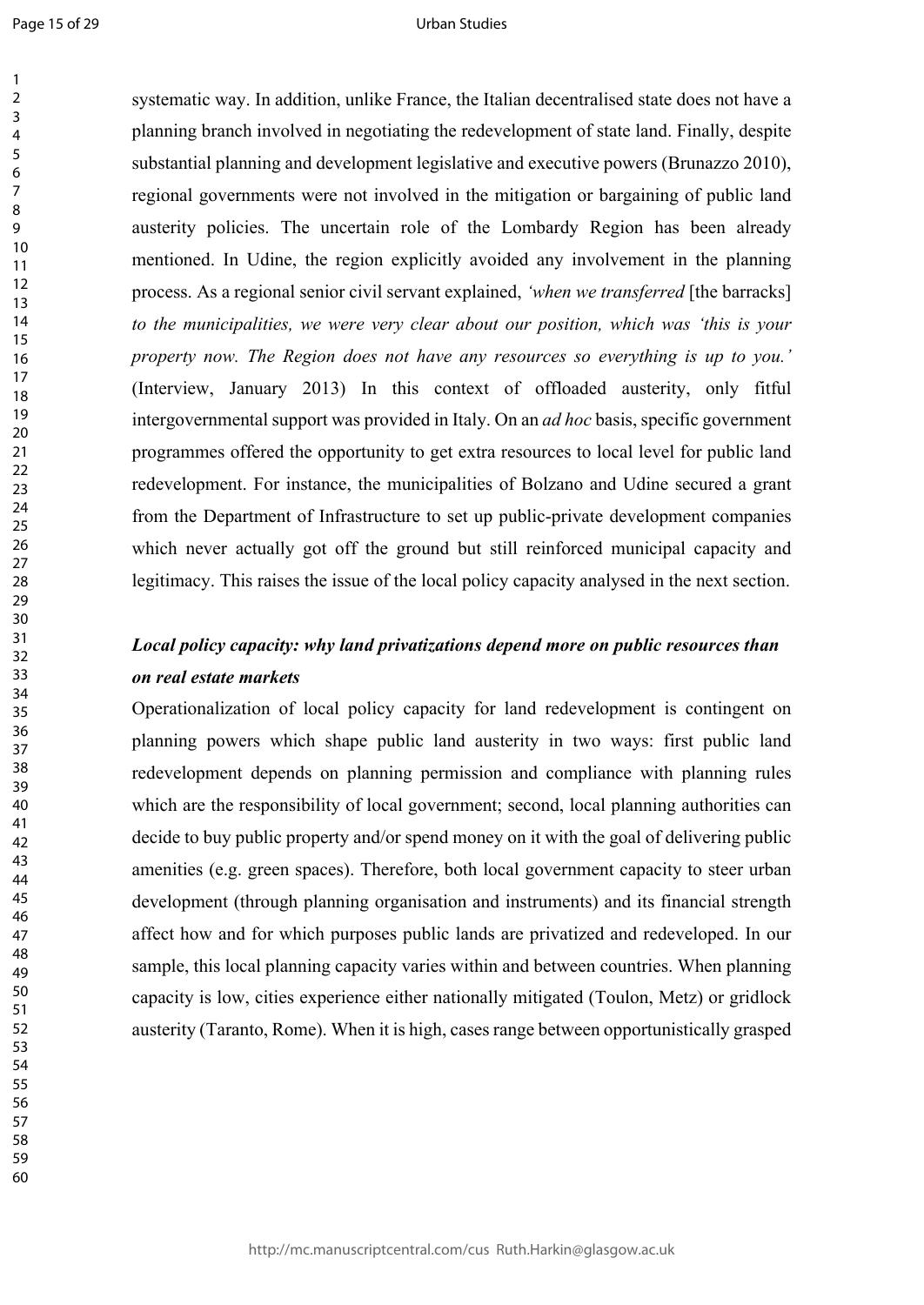systematic way. In addition, unlike France, the Italian decentralised state does not have a planning branch involved in negotiating the redevelopment of state land. Finally, despite substantial planning and development legislative and executive powers (Brunazzo 2010), regional governments were not involved in the mitigation or bargaining of public land austerity policies. The uncertain role of the Lombardy Region has been already mentioned. In Udine, the region explicitly avoided any involvement in the planning process. As a regional senior civil servant explained, *'when we transferred* [the barracks] *to the municipalities, we were very clear about our position, which was 'this is your property now. The Region does not have any resources so everything is up to you.'* (Interview, January 2013) In this context of offloaded austerity, only fitful intergovernmental support was provided in Italy. On an *ad hoc* basis, specific government programmes offered the opportunity to get extra resources to local level for public land redevelopment. For instance, the municipalities of Bolzano and Udine secured a grant from the Department of Infrastructure to set up public-private development companies which never actually got off the ground but still reinforced municipal capacity and legitimacy. This raises the issue of the local policy capacity analysed in the next section.

### *Local policy capacity: why land privatizations depend more on public resources than on real estate markets*

Operationalization of local policy capacity for land redevelopment is contingent on planning powers which shape public land austerity in two ways: first public land redevelopment depends on planning permission and compliance with planning rules which are the responsibility of local government; second, local planning authorities can decide to buy public property and/or spend money on it with the goal of delivering public amenities (e.g. green spaces). Therefore, both local government capacity to steer urban development (through planning organisation and instruments) and its financial strength affect how and for which purposes public lands are privatized and redeveloped. In our sample, this local planning capacity varies within and between countries. When planning capacity is low, cities experience either nationally mitigated (Toulon, Metz) or gridlock austerity (Taranto, Rome). When it is high, cases range between opportunistically grasped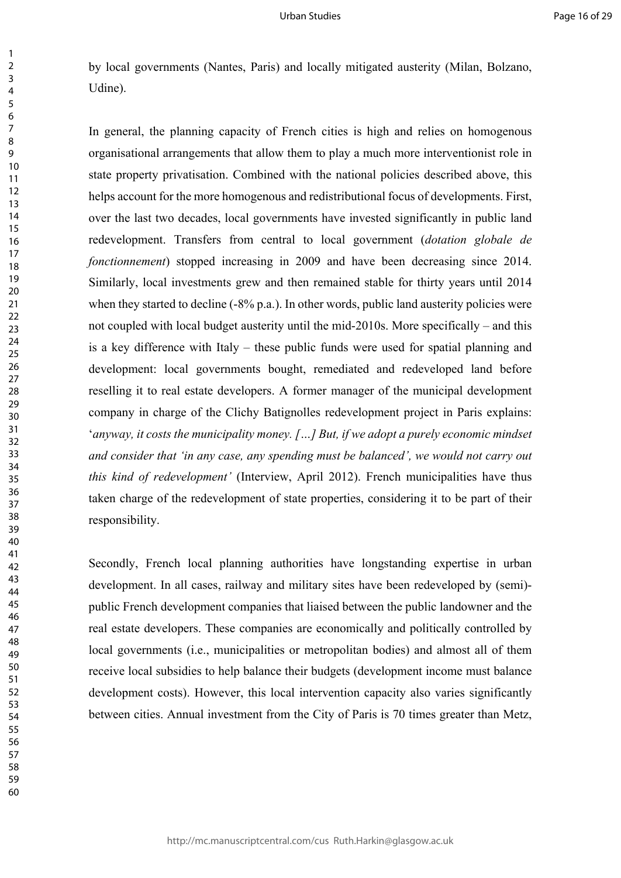by local governments (Nantes, Paris) and locally mitigated austerity (Milan, Bolzano, Udine).

In general, the planning capacity of French cities is high and relies on homogenous organisational arrangements that allow them to play a much more interventionist role in state property privatisation. Combined with the national policies described above, this helps account for the more homogenous and redistributional focus of developments. First, over the last two decades, local governments have invested significantly in public land redevelopment. Transfers from central to local government (*dotation globale de fonctionnement*) stopped increasing in 2009 and have been decreasing since 2014. Similarly, local investments grew and then remained stable for thirty years until 2014 when they started to decline (-8% p.a.). In other words, public land austerity policies were not coupled with local budget austerity until the mid-2010s. More specifically – and this is a key difference with Italy – these public funds were used for spatial planning and development: local governments bought, remediated and redeveloped land before reselling it to real estate developers. A former manager of the municipal development company in charge of the Clichy Batignolles redevelopment project in Paris explains: '*anyway, it costs the municipality money. […] But, if we adopt a purely economic mindset and consider that 'in any case, any spending must be balanced', we would not carry out this kind of redevelopment'* (Interview, April 2012). French municipalities have thus taken charge of the redevelopment of state properties, considering it to be part of their responsibility.

Secondly, French local planning authorities have longstanding expertise in urban development. In all cases, railway and military sites have been redeveloped by (semi)-public French development companies that liaised between the public landowner and the real estate developers. These companies are economically and politically controlled by local governments (i.e., municipalities or metropolitan bodies) and almost all of them receive local subsidies to help balance their budgets (development income must balance development costs). However, this local intervention capacity also varies significantly between cities. Annual investment from the City of Paris is 70 times greater than Metz,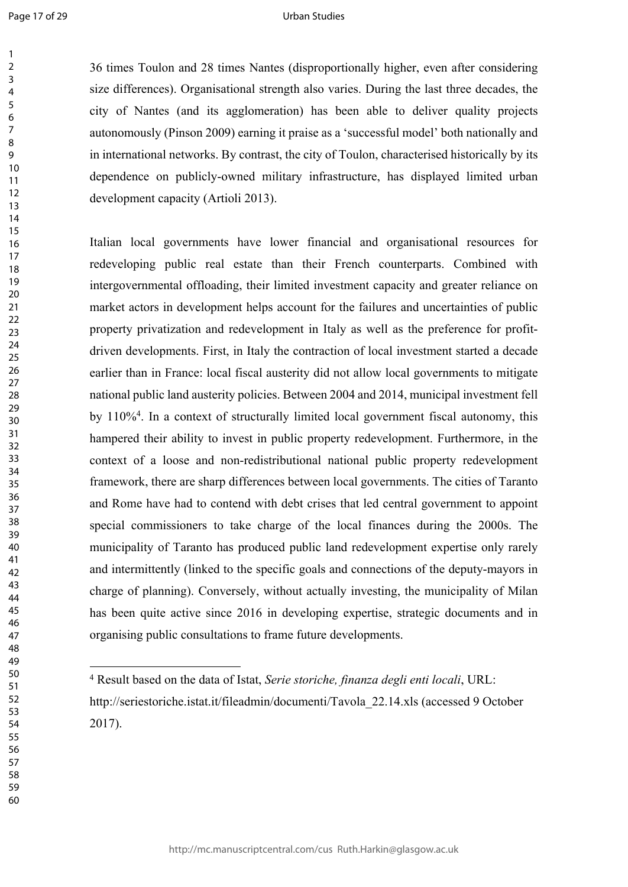36 times Toulon and 28 times Nantes (disproportionally higher, even after considering size differences). Organisational strength also varies. During the last three decades, the city of Nantes (and its agglomeration) has been able to deliver quality projects autonomously (Pinson 2009) earning it praise as a 'successful model' both nationally and in international networks. By contrast, the city of Toulon, characterised historically by its dependence on publicly-owned military infrastructure, has displayed limited urban development capacity (Artioli 2013).

Italian local governments have lower financial and organisational resources for redeveloping public real estate than their French counterparts. Combined with intergovernmental offloading, their limited investment capacity and greater reliance on market actors in development helps account for the failures and uncertainties of public property privatization and redevelopment in Italy as well as the preference for profit-driven developments. First, in Italy the contraction of local investment started a decade earlier than in France: local fiscal austerity did not allow local governments to mitigate national public land austerity policies. Between 2004 and 2014, municipal investment fell by 110%[4]. In a context of structurally limited local government fiscal autonomy, this hampered their ability to invest in public property redevelopment. Furthermore, in the context of a loose and non-redistributional national public property redevelopment framework, there are sharp differences between local governments. The cities of Taranto and Rome have had to contend with debt crises that led central government to appoint special commissioners to take charge of the local finances during the 2000s. The municipality of Taranto has produced public land redevelopment expertise only rarely and intermittently (linked to the specific goals and connections of the deputy-mayors in charge of planning). Conversely, without actually investing, the municipality of Milan has been quite active since 2016 in developing expertise, strategic documents and in organising public consultations to frame future developments.

[4] Result based on the data of Istat, *Serie storiche, finanza degli enti locali*, URL: http://seriestoriche.istat.it/fileadmin/documenti/Tavola_22.14.xls (accessed 9 October 2017).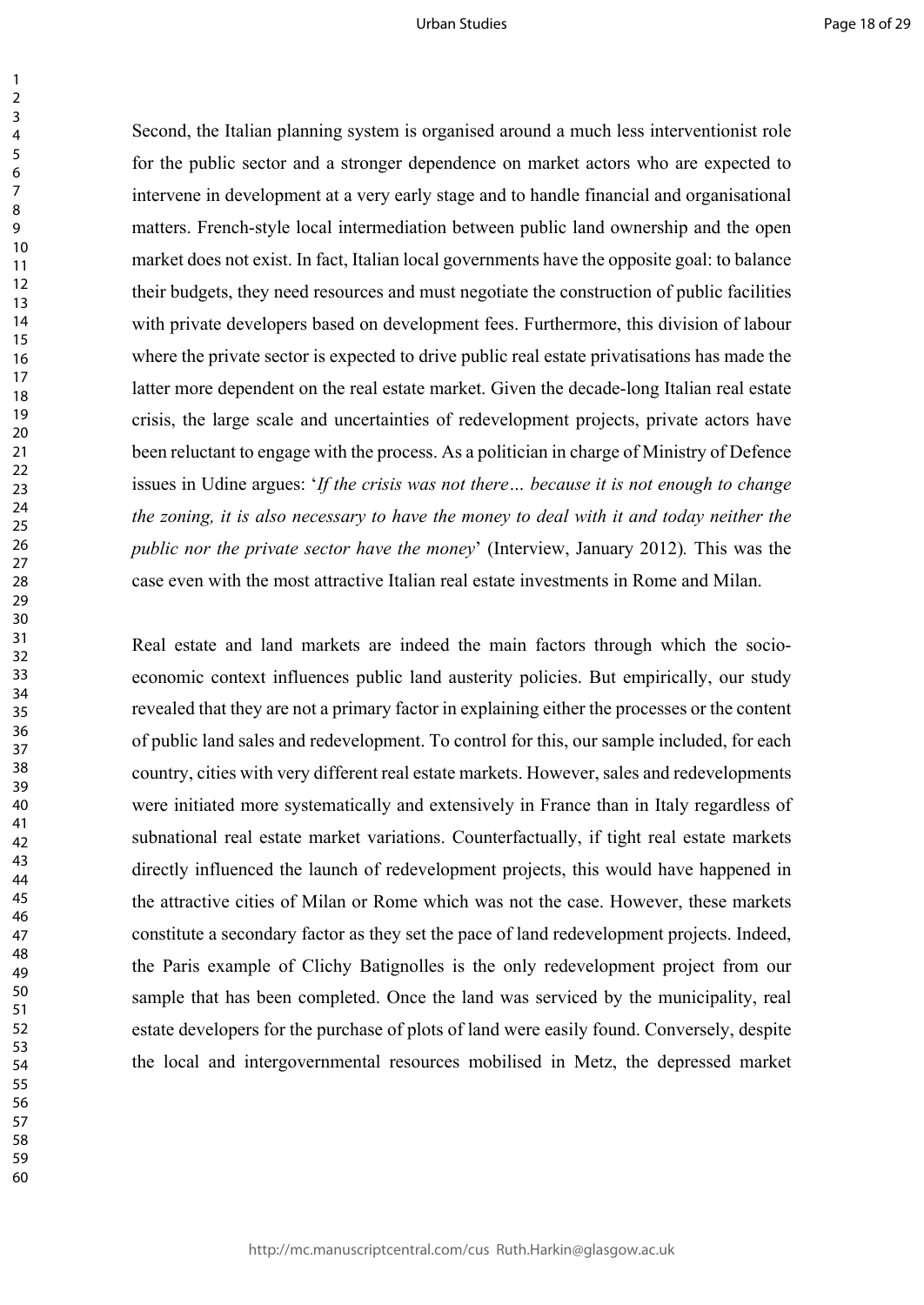Second, the Italian planning system is organised around a much less interventionist role for the public sector and a stronger dependence on market actors who are expected to intervene in development at a very early stage and to handle financial and organisational matters. French-style local intermediation between public land ownership and the open market does not exist. In fact, Italian local governments have the opposite goal: to balance their budgets, they need resources and must negotiate the construction of public facilities with private developers based on development fees. Furthermore, this division of labour where the private sector is expected to drive public real estate privatisations has made the latter more dependent on the real estate market. Given the decade-long Italian real estate crisis, the large scale and uncertainties of redevelopment projects, private actors have been reluctant to engage with the process. As a politician in charge of Ministry of Defence issues in Udine argues: '*If the crisis was not there… because it is not enough to change the zoning, it is also necessary to have the money to deal with it and today neither the public nor the private sector have the money*' (Interview, January 2012)*.* This was the case even with the most attractive Italian real estate investments in Rome and Milan.

Real estate and land markets are indeed the main factors through which the socio-economic context influences public land austerity policies. But empirically, our study revealed that they are not a primary factor in explaining either the processes or the content of public land sales and redevelopment. To control for this, our sample included, for each country, cities with very different real estate markets. However, sales and redevelopments were initiated more systematically and extensively in France than in Italy regardless of subnational real estate market variations. Counterfactually, if tight real estate markets directly influenced the launch of redevelopment projects, this would have happened in the attractive cities of Milan or Rome which was not the case. However, these markets constitute a secondary factor as they set the pace of land redevelopment projects. Indeed, the Paris example of Clichy Batignolles is the only redevelopment project from our sample that has been completed. Once the land was serviced by the municipality, real estate developers for the purchase of plots of land were easily found. Conversely, despite the local and intergovernmental resources mobilised in Metz, the depressed market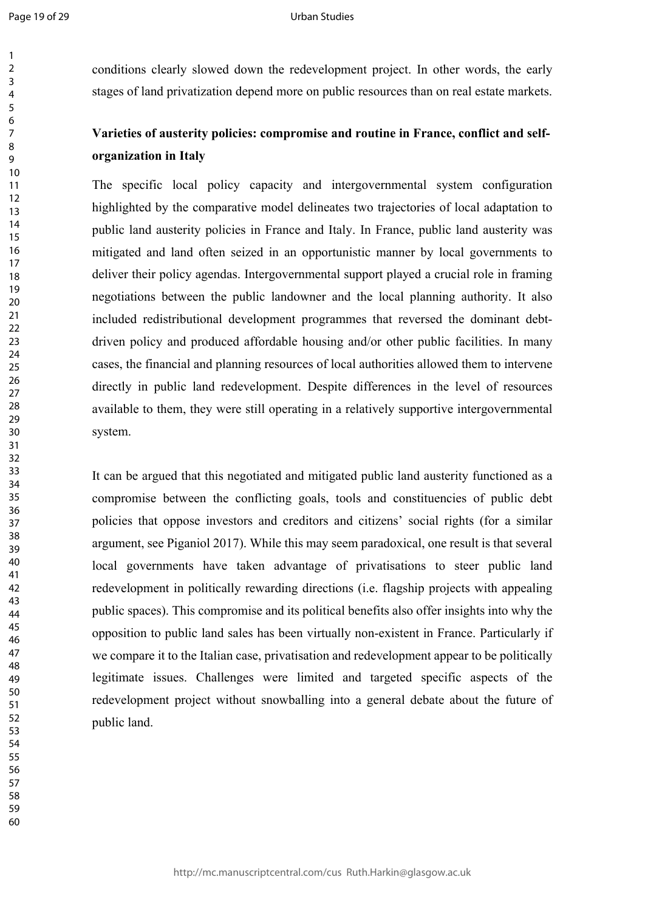conditions clearly slowed down the redevelopment project. In other words, the early stages of land privatization depend more on public resources than on real estate markets.

## Varieties of austerity policies: compromise and routine in France, conflict and self-organization in Italy

The specific local policy capacity and intergovernmental system configuration highlighted by the comparative model delineates two trajectories of local adaptation to public land austerity policies in France and Italy. In France, public land austerity was mitigated and land often seized in an opportunistic manner by local governments to deliver their policy agendas. Intergovernmental support played a crucial role in framing negotiations between the public landowner and the local planning authority. It also included redistributional development programmes that reversed the dominant debt-driven policy and produced affordable housing and/or other public facilities. In many cases, the financial and planning resources of local authorities allowed them to intervene directly in public land redevelopment. Despite differences in the level of resources available to them, they were still operating in a relatively supportive intergovernmental system.

It can be argued that this negotiated and mitigated public land austerity functioned as a compromise between the conflicting goals, tools and constituencies of public debt policies that oppose investors and creditors and citizens' social rights (for a similar argument, see Piganiol 2017). While this may seem paradoxical, one result is that several local governments have taken advantage of privatisations to steer public land redevelopment in politically rewarding directions (i.e. flagship projects with appealing public spaces). This compromise and its political benefits also offer insights into why the opposition to public land sales has been virtually non-existent in France. Particularly if we compare it to the Italian case, privatisation and redevelopment appear to be politically legitimate issues. Challenges were limited and targeted specific aspects of the redevelopment project without snowballing into a general debate about the future of public land.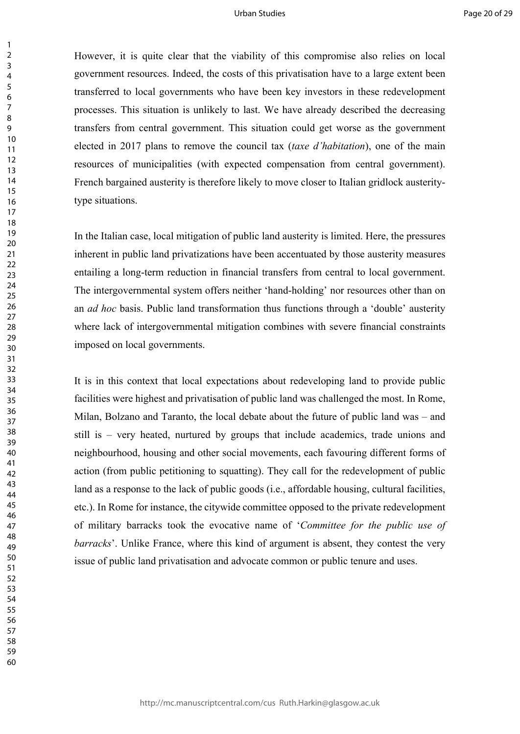However, it is quite clear that the viability of this compromise also relies on local government resources. Indeed, the costs of this privatisation have to a large extent been transferred to local governments who have been key investors in these redevelopment processes. This situation is unlikely to last. We have already described the decreasing transfers from central government. This situation could get worse as the government elected in 2017 plans to remove the council tax (*taxe d'habitation*), one of the main resources of municipalities (with expected compensation from central government). French bargained austerity is therefore likely to move closer to Italian gridlock austerity-type situations.

In the Italian case, local mitigation of public land austerity is limited. Here, the pressures inherent in public land privatizations have been accentuated by those austerity measures entailing a long-term reduction in financial transfers from central to local government. The intergovernmental system offers neither 'hand-holding' nor resources other than on an *ad hoc* basis. Public land transformation thus functions through a 'double' austerity where lack of intergovernmental mitigation combines with severe financial constraints imposed on local governments.

It is in this context that local expectations about redeveloping land to provide public facilities were highest and privatisation of public land was challenged the most. In Rome, Milan, Bolzano and Taranto, the local debate about the future of public land was – and still is – very heated, nurtured by groups that include academics, trade unions and neighbourhood, housing and other social movements, each favouring different forms of action (from public petitioning to squatting). They call for the redevelopment of public land as a response to the lack of public goods (i.e., affordable housing, cultural facilities, etc.). In Rome for instance, the citywide committee opposed to the private redevelopment of military barracks took the evocative name of '*Committee for the public use of barracks*'. Unlike France, where this kind of argument is absent, they contest the very issue of public land privatisation and advocate common or public tenure and uses.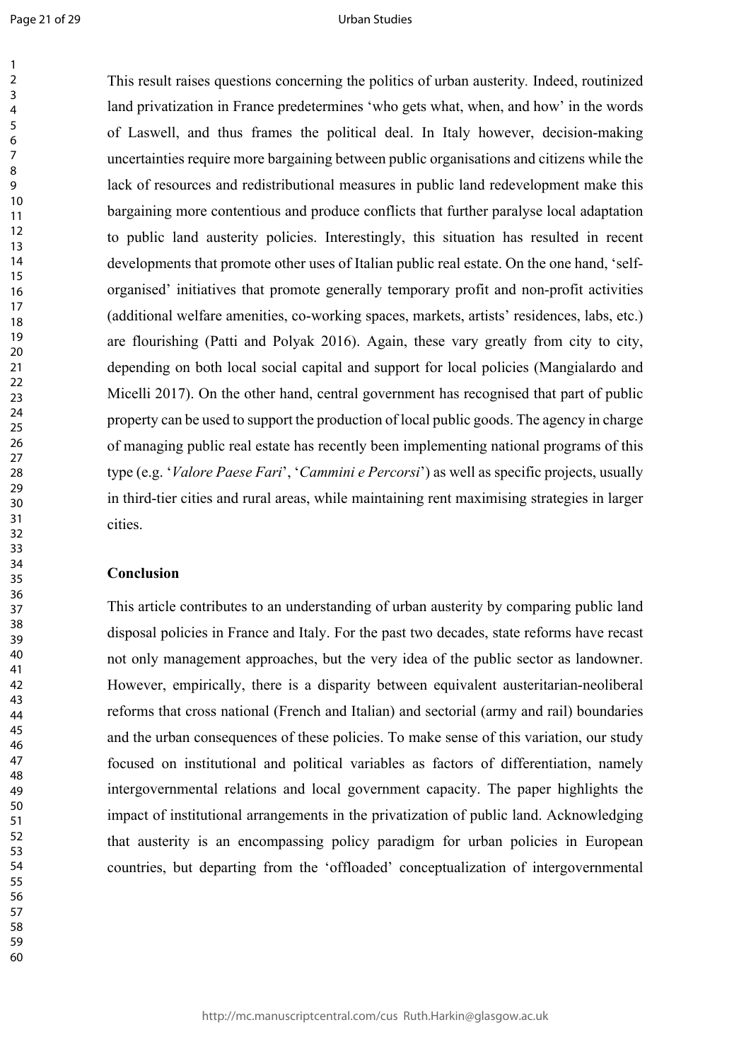This result raises questions concerning the politics of urban austerity. Indeed, routinized land privatization in France predetermines 'who gets what, when, and how' in the words of Laswell, and thus frames the political deal. In Italy however, decision-making uncertainties require more bargaining between public organisations and citizens while the lack of resources and redistributional measures in public land redevelopment make this bargaining more contentious and produce conflicts that further paralyse local adaptation to public land austerity policies. Interestingly, this situation has resulted in recent developments that promote other uses of Italian public real estate. On the one hand, 'self-organised' initiatives that promote generally temporary profit and non-profit activities (additional welfare amenities, co-working spaces, markets, artists' residences, labs, etc.) are flourishing (Patti and Polyak 2016). Again, these vary greatly from city to city, depending on both local social capital and support for local policies (Mangialardo and Micelli 2017). On the other hand, central government has recognised that part of public property can be used to support the production of local public goods. The agency in charge of managing public real estate has recently been implementing national programs of this type (e.g. '*Valore Paese Fari*', '*Cammini e Percorsi*') as well as specific projects, usually in third-tier cities and rural areas, while maintaining rent maximising strategies in larger cities.

## Conclusion

This article contributes to an understanding of urban austerity by comparing public land disposal policies in France and Italy. For the past two decades, state reforms have recast not only management approaches, but the very idea of the public sector as landowner. However, empirically, there is a disparity between equivalent austeritarian-neoliberal reforms that cross national (French and Italian) and sectorial (army and rail) boundaries and the urban consequences of these policies. To make sense of this variation, our study focused on institutional and political variables as factors of differentiation, namely intergovernmental relations and local government capacity. The paper highlights the impact of institutional arrangements in the privatization of public land. Acknowledging that austerity is an encompassing policy paradigm for urban policies in European countries, but departing from the 'offloaded' conceptualization of intergovernmental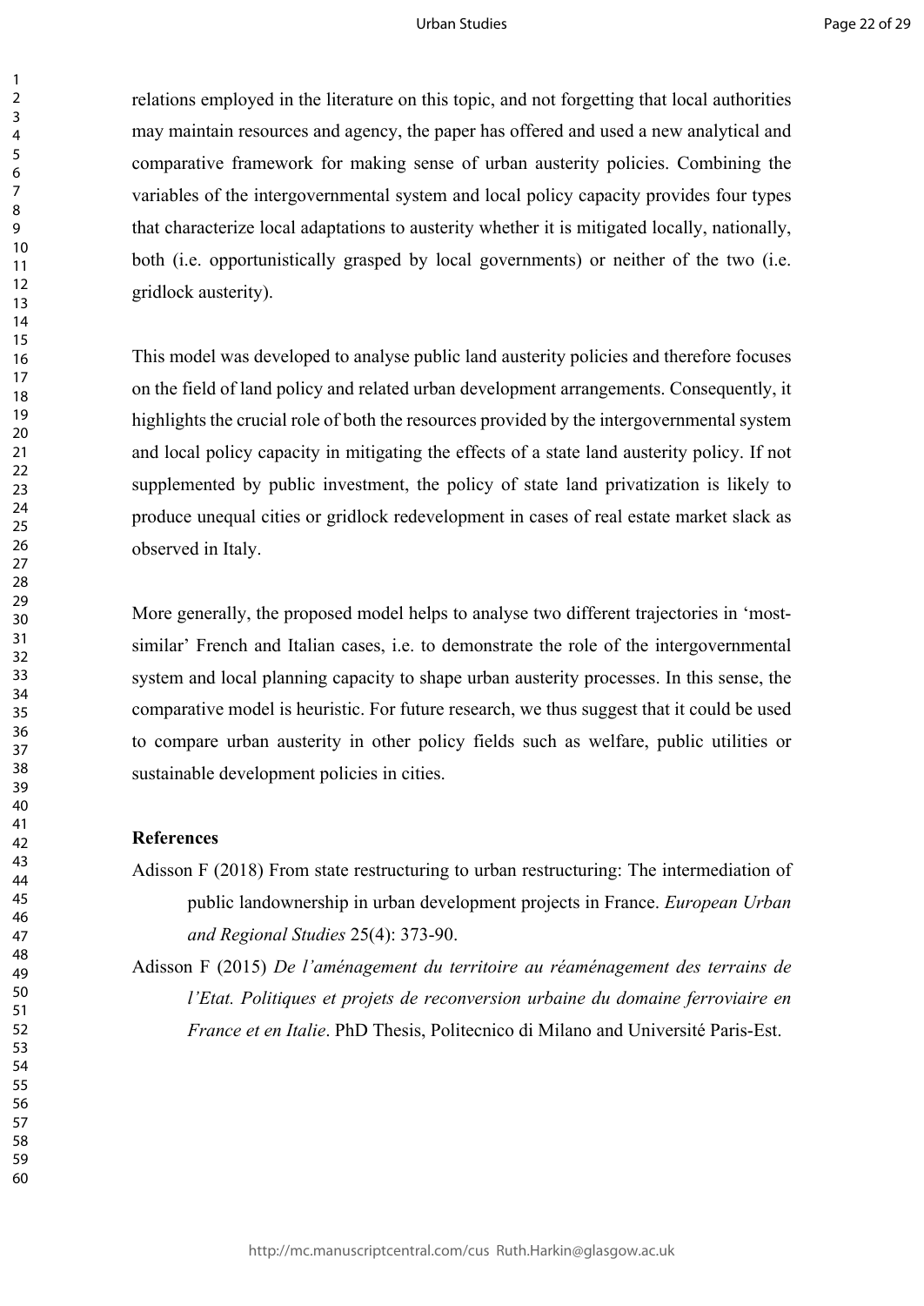relations employed in the literature on this topic, and not forgetting that local authorities may maintain resources and agency, the paper has offered and used a new analytical and comparative framework for making sense of urban austerity policies. Combining the variables of the intergovernmental system and local policy capacity provides four types that characterize local adaptations to austerity whether it is mitigated locally, nationally, both (i.e. opportunistically grasped by local governments) or neither of the two (i.e. gridlock austerity).

This model was developed to analyse public land austerity policies and therefore focuses on the field of land policy and related urban development arrangements. Consequently, it highlights the crucial role of both the resources provided by the intergovernmental system and local policy capacity in mitigating the effects of a state land austerity policy. If not supplemented by public investment, the policy of state land privatization is likely to produce unequal cities or gridlock redevelopment in cases of real estate market slack as observed in Italy.

More generally, the proposed model helps to analyse two different trajectories in 'most-similar' French and Italian cases, i.e. to demonstrate the role of the intergovernmental system and local planning capacity to shape urban austerity processes. In this sense, the comparative model is heuristic. For future research, we thus suggest that it could be used to compare urban austerity in other policy fields such as welfare, public utilities or sustainable development policies in cities.

## References

Adisson F (2018) From state restructuring to urban restructuring: The intermediation of public landownership in urban development projects in France. *European Urban and Regional Studies* 25(4): 373-90.

Adisson F (2015) *De l'aménagement du territoire au réaménagement des terrains de l'Etat. Politiques et projets de reconversion urbaine du domaine ferroviaire en France et en Italie*. PhD Thesis, Politecnico di Milano and Université Paris-Est.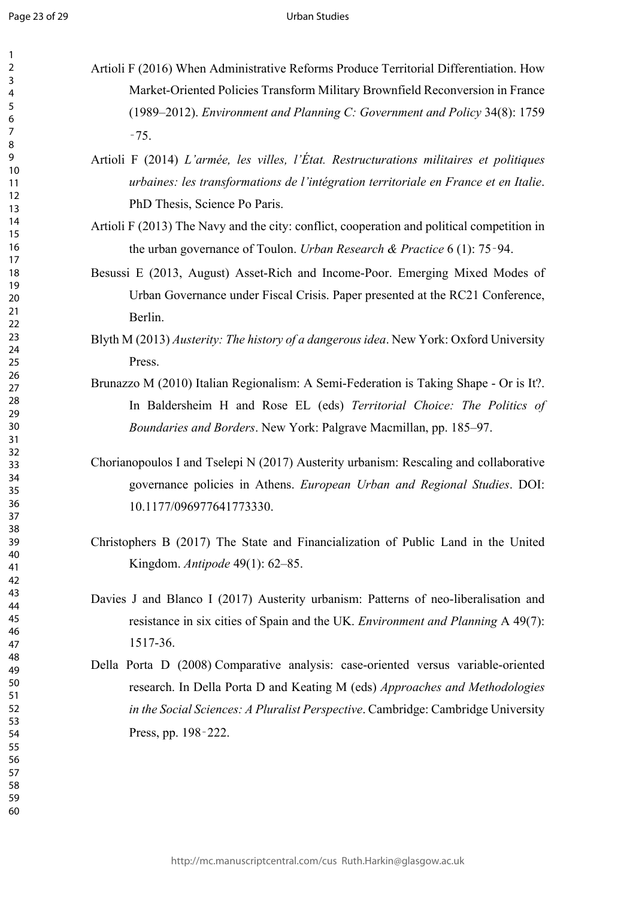Artioli F (2016) When Administrative Reforms Produce Territorial Differentiation. How Market-Oriented Policies Transform Military Brownfield Reconversion in France (1989–2012). *Environment and Planning C: Government and Policy* 34(8): 1759‑75.

Artioli F (2014) *L'armée, les villes, l'État. Restructurations militaires et politiques urbaines: les transformations de l'intégration territoriale en France et en Italie*. PhD Thesis, Science Po Paris.

Artioli F (2013) The Navy and the city: conflict, cooperation and political competition in the urban governance of Toulon. *Urban Research & Practice* 6 (1): 75‑94.

Besussi E (2013, August) Asset-Rich and Income-Poor. Emerging Mixed Modes of Urban Governance under Fiscal Crisis. Paper presented at the RC21 Conference, Berlin.

Blyth M (2013) *Austerity: The history of a dangerous idea*. New York: Oxford University Press.

Brunazzo M (2010) Italian Regionalism: A Semi-Federation is Taking Shape - Or is It?. In Baldersheim H and Rose EL (eds) *Territorial Choice: The Politics of Boundaries and Borders*. New York: Palgrave Macmillan, pp. 185–97.

Chorianopoulos I and Tselepi N (2017) Austerity urbanism: Rescaling and collaborative governance policies in Athens. *European Urban and Regional Studies*. DOI: 10.1177/096977641773330.

Christophers B (2017) The State and Financialization of Public Land in the United Kingdom. *Antipode* 49(1): 62–85.

Davies J and Blanco I (2017) Austerity urbanism: Patterns of neo-liberalisation and resistance in six cities of Spain and the UK. *Environment and Planning* A 49(7): 1517-36.

Della Porta D (2008) Comparative analysis: case-oriented versus variable-oriented research. In Della Porta D and Keating M (eds) *Approaches and Methodologies in the Social Sciences: A Pluralist Perspective*. Cambridge: Cambridge University Press, pp. 198‑222.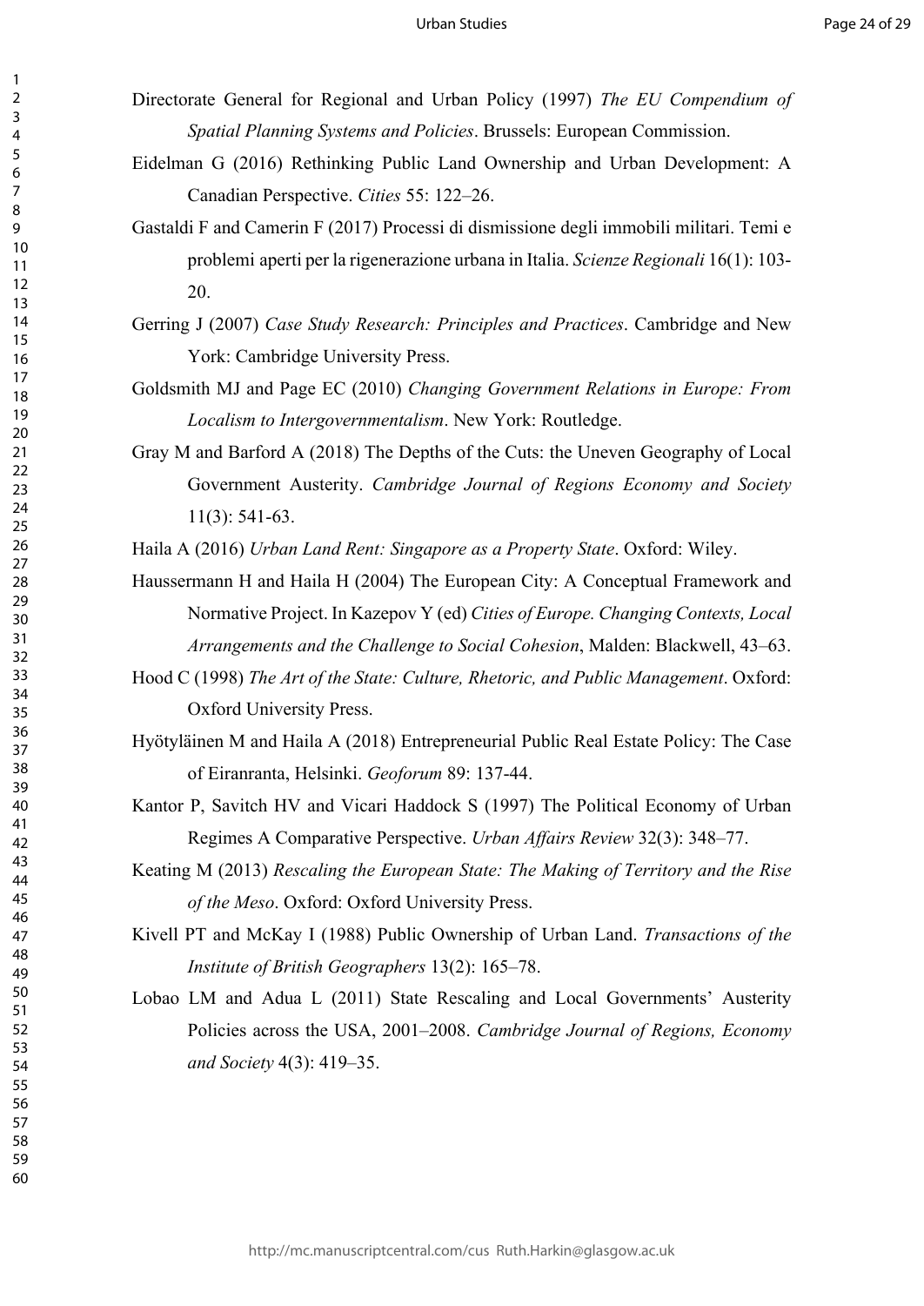Directorate General for Regional and Urban Policy (1997) *The EU Compendium of Spatial Planning Systems and Policies*. Brussels: European Commission.

Eidelman G (2016) Rethinking Public Land Ownership and Urban Development: A Canadian Perspective. *Cities* 55: 122–26.

Gastaldi F and Camerin F (2017) Processi di dismissione degli immobili militari. Temi e problemi aperti per la rigenerazione urbana in Italia. *Scienze Regionali* 16(1): 103-20.

Gerring J (2007) *Case Study Research: Principles and Practices*. Cambridge and New York: Cambridge University Press.

Goldsmith MJ and Page EC (2010) *Changing Government Relations in Europe: From Localism to Intergovernmentalism*. New York: Routledge.

Gray M and Barford A (2018) The Depths of the Cuts: the Uneven Geography of Local Government Austerity. *Cambridge Journal of Regions Economy and Society* 11(3): 541-63.

Haila A (2016) *Urban Land Rent: Singapore as a Property State*. Oxford: Wiley.

Haussermann H and Haila H (2004) The European City: A Conceptual Framework and Normative Project. In Kazepov Y (ed) *Cities of Europe. Changing Contexts, Local Arrangements and the Challenge to Social Cohesion*, Malden: Blackwell, 43–63.

Hood C (1998) *The Art of the State: Culture, Rhetoric, and Public Management*. Oxford: Oxford University Press.

Hyötyläinen M and Haila A (2018) Entrepreneurial Public Real Estate Policy: The Case of Eiranranta, Helsinki. *Geoforum* 89: 137-44.

Kantor P, Savitch HV and Vicari Haddock S (1997) The Political Economy of Urban Regimes A Comparative Perspective. *Urban Affairs Review* 32(3): 348–77.

Keating M (2013) *Rescaling the European State: The Making of Territory and the Rise of the Meso*. Oxford: Oxford University Press.

Kivell PT and McKay I (1988) Public Ownership of Urban Land. *Transactions of the Institute of British Geographers* 13(2): 165–78.

Lobao LM and Adua L (2011) State Rescaling and Local Governments' Austerity Policies across the USA, 2001–2008. *Cambridge Journal of Regions, Economy and Society* 4(3): 419–35.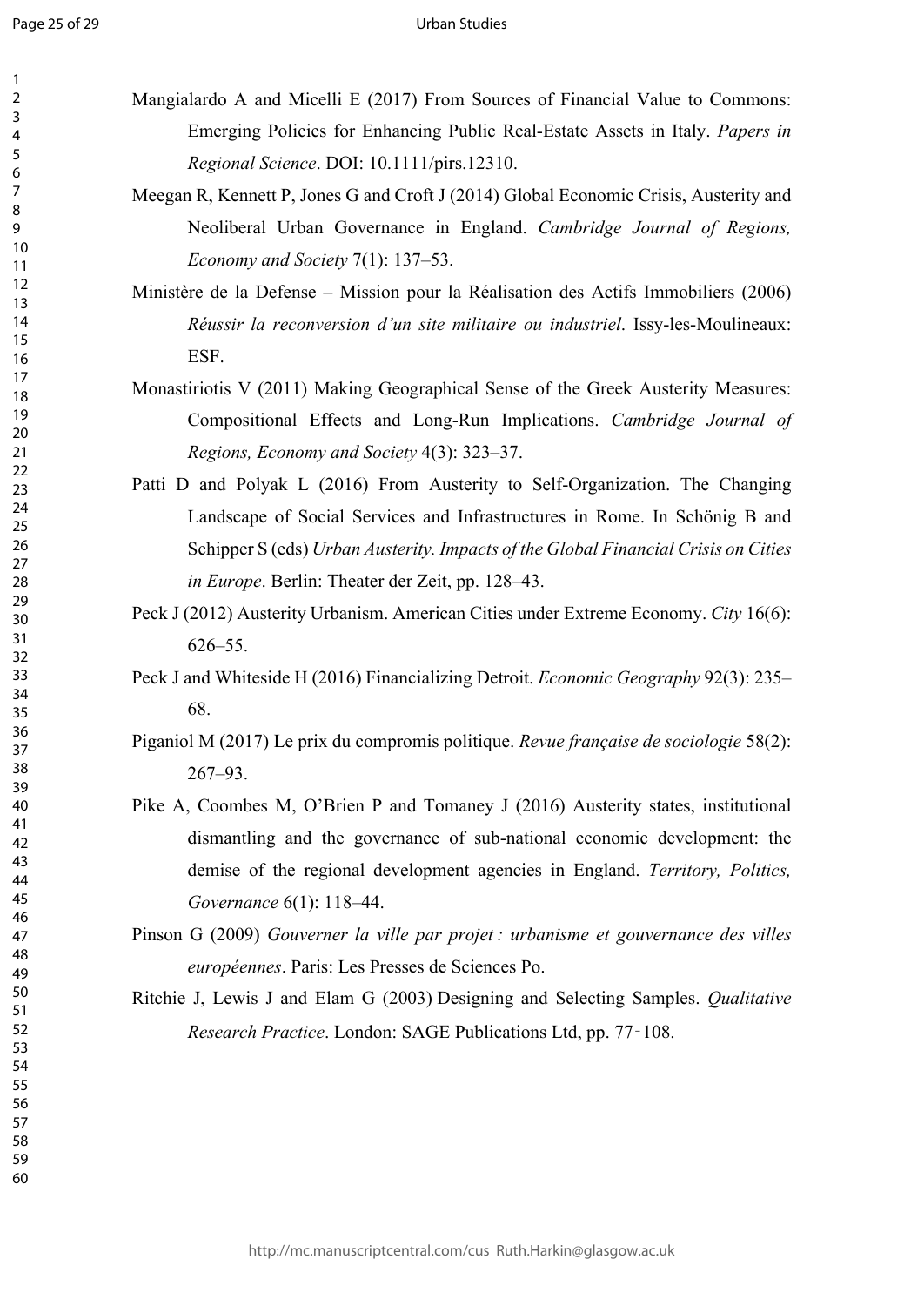Mangialardo A and Micelli E (2017) From Sources of Financial Value to Commons: Emerging Policies for Enhancing Public Real-Estate Assets in Italy. *Papers in Regional Science*. DOI: 10.1111/pirs.12310.

Meegan R, Kennett P, Jones G and Croft J (2014) Global Economic Crisis, Austerity and Neoliberal Urban Governance in England. *Cambridge Journal of Regions, Economy and Society* 7(1): 137–53.

Ministère de la Defense – Mission pour la Réalisation des Actifs Immobiliers (2006) *Réussir la reconversion d'un site militaire ou industriel*. Issy-les-Moulineaux: ESF.

Monastiriotis V (2011) Making Geographical Sense of the Greek Austerity Measures: Compositional Effects and Long-Run Implications. *Cambridge Journal of Regions, Economy and Society* 4(3): 323–37.

Patti D and Polyak L (2016) From Austerity to Self-Organization. The Changing Landscape of Social Services and Infrastructures in Rome. In Schönig B and Schipper S (eds) *Urban Austerity. Impacts of the Global Financial Crisis on Cities in Europe*. Berlin: Theater der Zeit, pp. 128–43.

Peck J (2012) Austerity Urbanism. American Cities under Extreme Economy. *City* 16(6): 626–55.

Peck J and Whiteside H (2016) Financializing Detroit. *Economic Geography* 92(3): 235–68.

Piganiol M (2017) Le prix du compromis politique. *Revue française de sociologie* 58(2): 267–93.

Pike A, Coombes M, O'Brien P and Tomaney J (2016) Austerity states, institutional dismantling and the governance of sub-national economic development: the demise of the regional development agencies in England. *Territory, Politics, Governance* 6(1): 118–44.

Pinson G (2009) *Gouverner la ville par projet : urbanisme et gouvernance des villes européennes*. Paris: Les Presses de Sciences Po.

Ritchie J, Lewis J and Elam G (2003) Designing and Selecting Samples. *Qualitative Research Practice*. London: SAGE Publications Ltd, pp. 77‑108.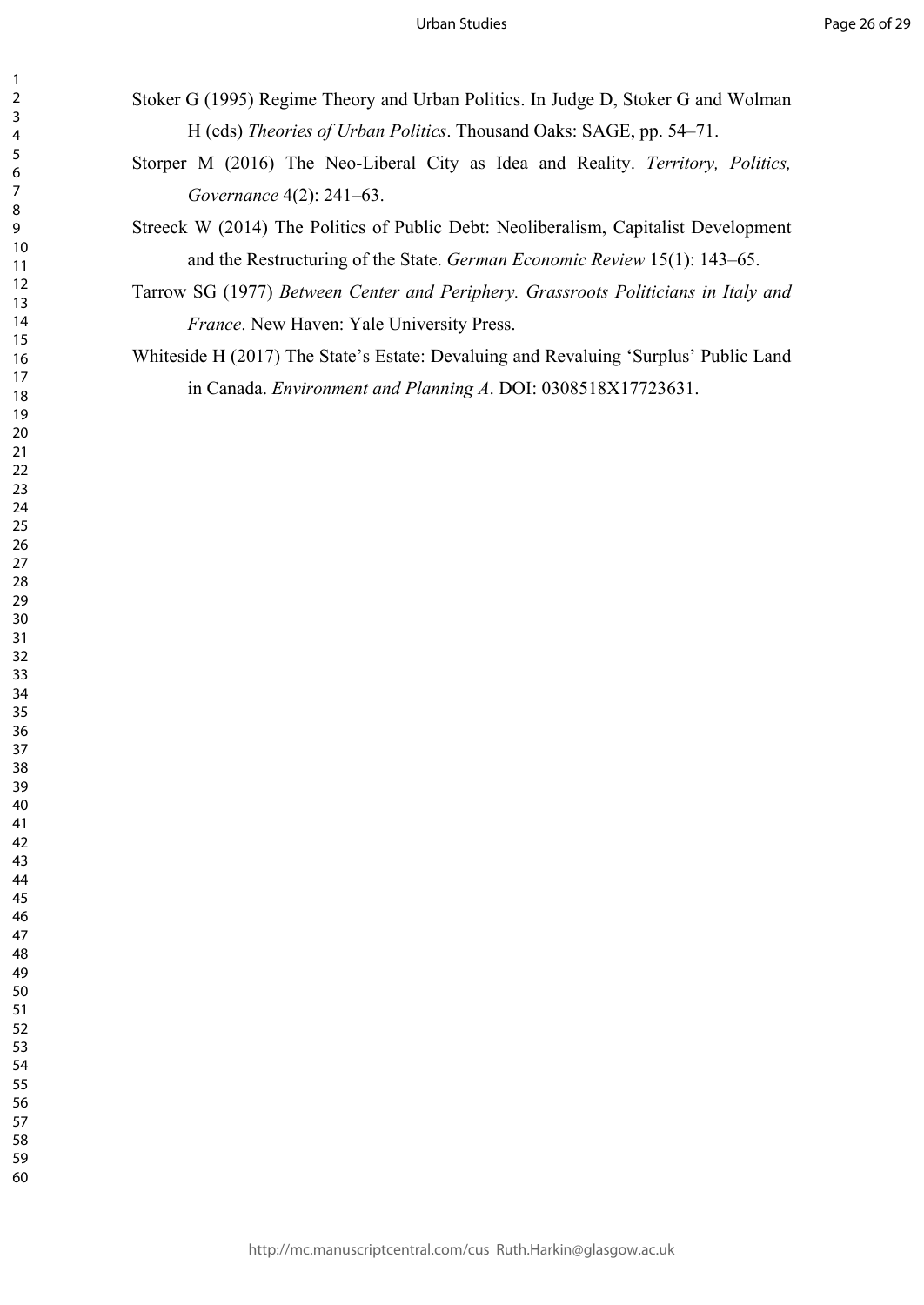Stoker G (1995) Regime Theory and Urban Politics. In Judge D, Stoker G and Wolman H (eds) *Theories of Urban Politics*. Thousand Oaks: SAGE, pp. 54–71.

Storper M (2016) The Neo-Liberal City as Idea and Reality. *Territory, Politics, Governance* 4(2): 241–63.

Streeck W (2014) The Politics of Public Debt: Neoliberalism, Capitalist Development and the Restructuring of the State. *German Economic Review* 15(1): 143–65.

Tarrow SG (1977) *Between Center and Periphery. Grassroots Politicians in Italy and France*. New Haven: Yale University Press.

Whiteside H (2017) The State's Estate: Devaluing and Revaluing 'Surplus' Public Land in Canada. *Environment and Planning A*. DOI: 0308518X17723631.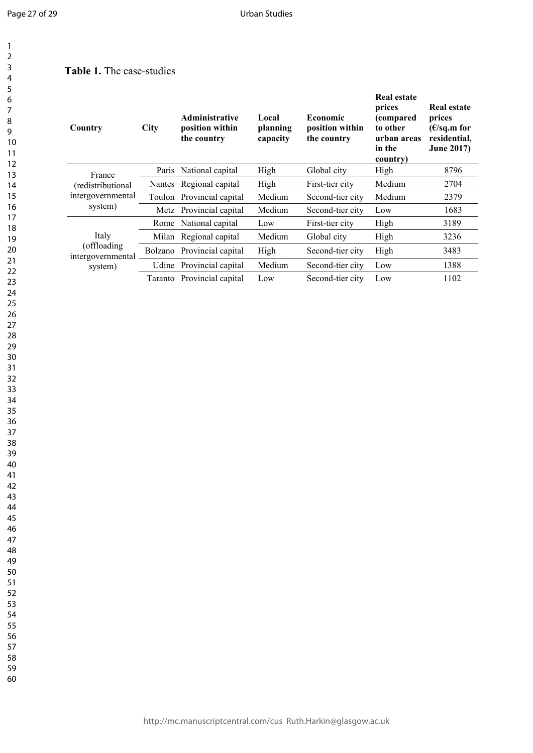**Table 1.** The case-studies

| Country | City | Administrative position within the country | Local planning capacity | Economic position within the country | Real estate prices (compared to other urban areas in the country) | Real estate prices (€/sq.m for residential, June 2017) |
|---|---|---|---|---|---|---|
| France (redistributional intergovernmental system) | Paris | National capital | High | Global city | High | 8796 |
| | Nantes | Regional capital | High | First-tier city | Medium | 2704 |
| | Toulon | Provincial capital | Medium | Second-tier city | Medium | 2379 |
| | Metz | Provincial capital | Medium | Second-tier city | Low | 1683 |
| Italy (offloading intergovernmental system) | Rome | National capital | Low | First-tier city | High | 3189 |
| | Milan | Regional capital | Medium | Global city | High | 3236 |
| | Bolzano | Provincial capital | High | Second-tier city | High | 3483 |
| | Udine | Provincial capital | Medium | Second-tier city | Low | 1388 |
| | Taranto | Provincial capital | Low | Second-tier city | Low | 1102 |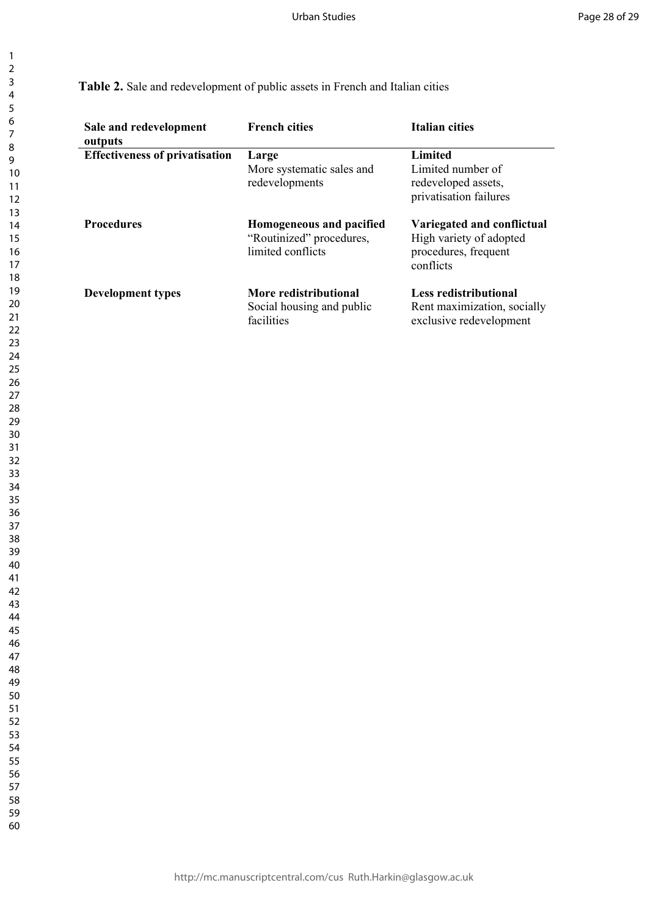**Table 2.** Sale and redevelopment of public assets in French and Italian cities

| Sale and redevelopment outputs | French cities | Italian cities |
|---|---|---|
| **Effectiveness of privatisation** | **Large**<br>More systematic sales and redevelopments | **Limited**<br>Limited number of redeveloped assets, privatisation failures |
| **Procedures** | **Homogeneous and pacified**<br>"Routinized" procedures, limited conflicts | **Variegated and conflictual**<br>High variety of adopted procedures, frequent conflicts |
| **Development types** | **More redistributional**<br>Social housing and public facilities | **Less redistributional**<br>Rent maximization, socially exclusive redevelopment |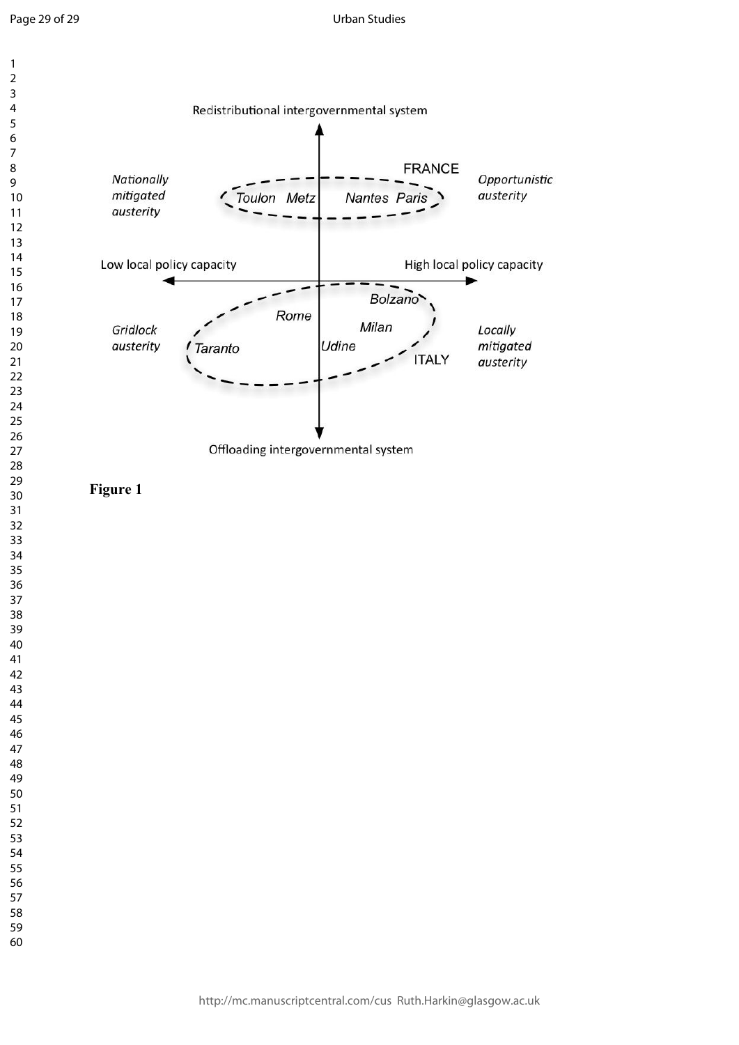Redistributional intergovernmental system

Nationally mitigated austerity

FRANCE

Opportunistic austerity

Toulon Metz Nantes Paris

Low local policy capacity

High local policy capacity

Bolzano

Rome

Milan

Gridlock austerity

Taranto

Udine

ITALY

Locally mitigated austerity

Offloading intergovernmental system

**Figure 1**